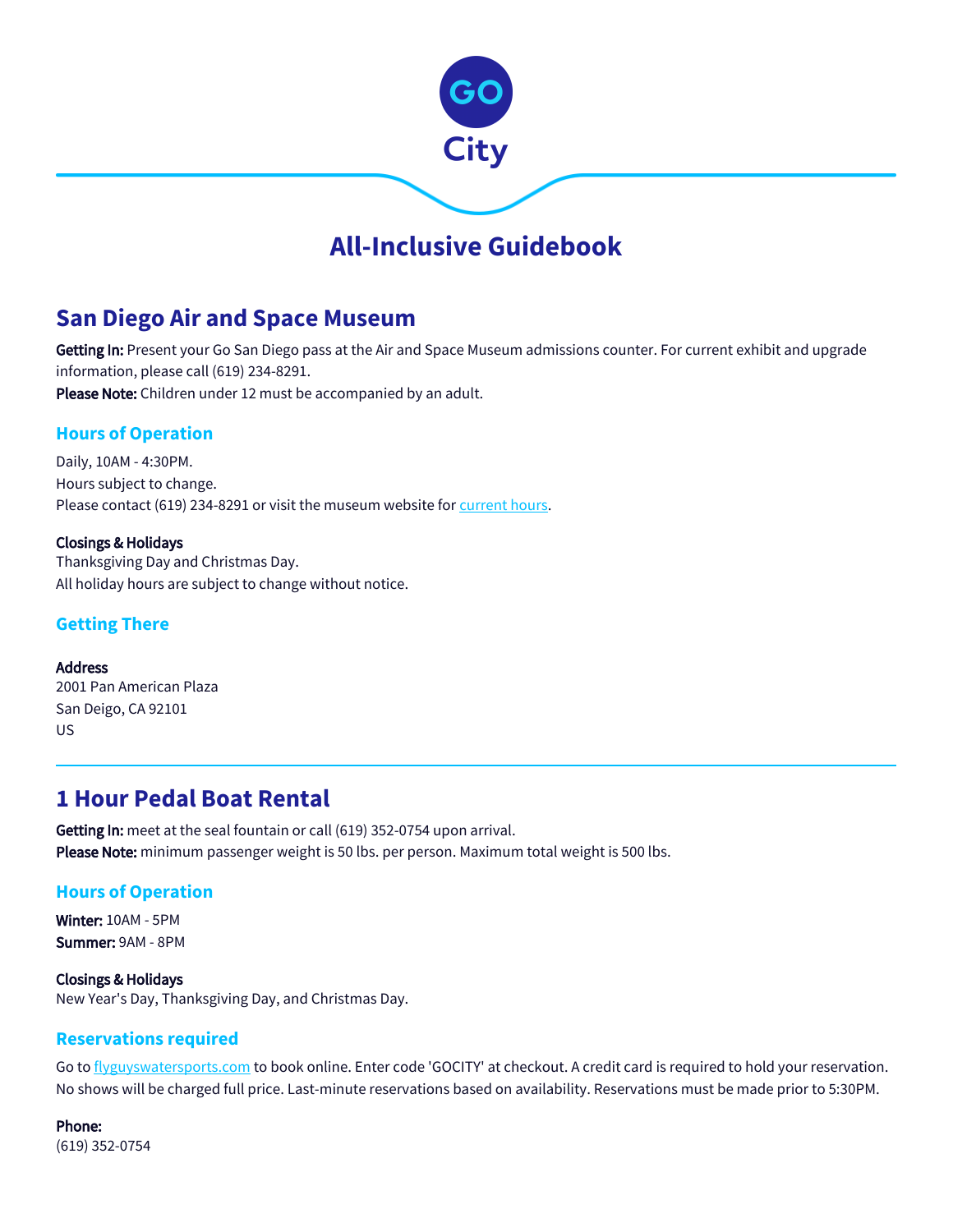GO City

# All-Inclusive Guidebook

## San Diego Air and Space Museum

**Getting In:** Present your Go San Diego pass at the Air and Space Museum admissions counter. For current exhibit and upgrade information, please call (619) 234-8291.
**Please Note:** Children under 12 must be accompanied by an adult.

### Hours of Operation

Daily, 10AM - 4:30PM.
Hours subject to change.
Please contact (619) 234-8291 or visit the museum website for current hours.

**Closings & Holidays**
Thanksgiving Day and Christmas Day.
All holiday hours are subject to change without notice.

### Getting There

**Address**
2001 Pan American Plaza
San Deigo, CA 92101
US

---

## 1 Hour Pedal Boat Rental

**Getting In:** meet at the seal fountain or call (619) 352-0754 upon arrival.
**Please Note:** minimum passenger weight is 50 lbs. per person. Maximum total weight is 500 lbs.

### Hours of Operation

**Winter:** 10AM - 5PM
**Summer:** 9AM - 8PM

**Closings & Holidays**
New Year's Day, Thanksgiving Day, and Christmas Day.

### Reservations required

Go to flyguyswatersports.com to book online. Enter code 'GOCITY' at checkout. A credit card is required to hold your reservation. No shows will be charged full price. Last-minute reservations based on availability. Reservations must be made prior to 5:30PM.

**Phone:**
(619) 352-0754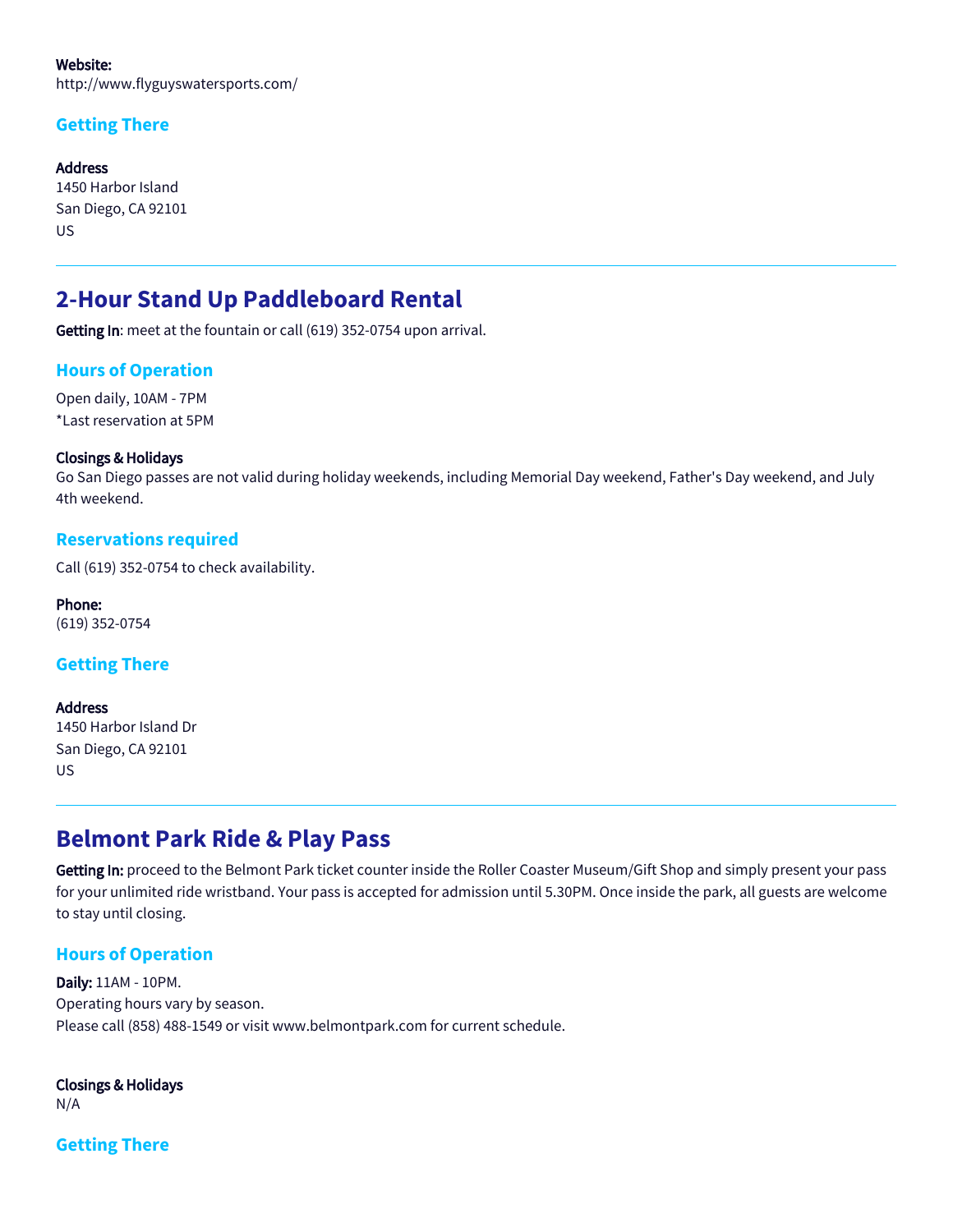**Website:**
http://www.flyguyswatersports.com/

### Getting There

**Address**
1450 Harbor Island
San Diego, CA 92101
US

---

## 2-Hour Stand Up Paddleboard Rental

**Getting In**: meet at the fountain or call (619) 352-0754 upon arrival.

### Hours of Operation

Open daily, 10AM - 7PM
*Last reservation at 5PM

**Closings & Holidays**
Go San Diego passes are not valid during holiday weekends, including Memorial Day weekend, Father's Day weekend, and July 4th weekend.

### Reservations required

Call (619) 352-0754 to check availability.

**Phone:**
(619) 352-0754

### Getting There

**Address**
1450 Harbor Island Dr
San Diego, CA 92101
US

---

## Belmont Park Ride & Play Pass

**Getting In:** proceed to the Belmont Park ticket counter inside the Roller Coaster Museum/Gift Shop and simply present your pass for your unlimited ride wristband. Your pass is accepted for admission until 5.30PM. Once inside the park, all guests are welcome to stay until closing.

### Hours of Operation

**Daily:** 11AM - 10PM.
Operating hours vary by season.
Please call (858) 488-1549 or visit www.belmontpark.com for current schedule.

**Closings & Holidays**
N/A

### Getting There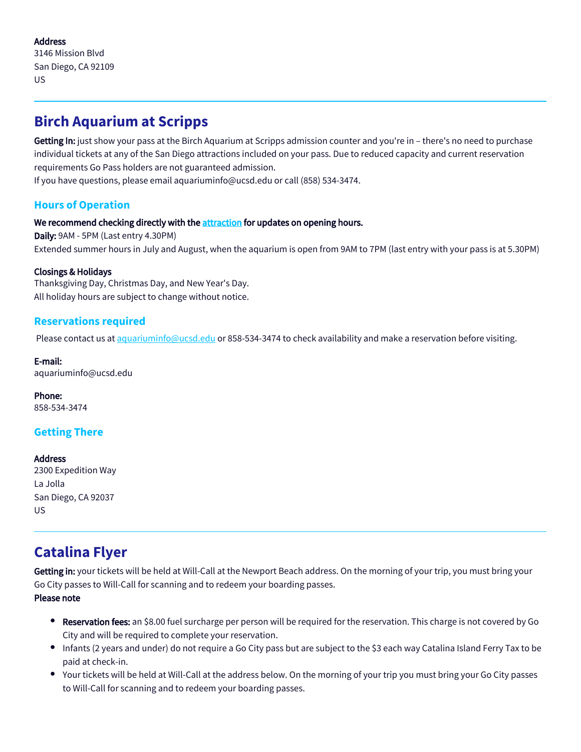**Address**
3146 Mission Blvd
San Diego, CA 92109
US

---

## Birch Aquarium at Scripps

**Getting In:** just show your pass at the Birch Aquarium at Scripps admission counter and you're in – there's no need to purchase individual tickets at any of the San Diego attractions included on your pass. Due to reduced capacity and current reservation requirements Go Pass holders are not guaranteed admission.
If you have questions, please email aquariuminfo@ucsd.edu or call (858) 534-3474.

### Hours of Operation

**We recommend checking directly with the attraction for updates on opening hours.**
**Daily:** 9AM - 5PM (Last entry 4.30PM)
Extended summer hours in July and August, when the aquarium is open from 9AM to 7PM (last entry with your pass is at 5.30PM)

**Closings & Holidays**
Thanksgiving Day, Christmas Day, and New Year's Day.
All holiday hours are subject to change without notice.

### Reservations required

Please contact us at aquariuminfo@ucsd.edu or 858-534-3474 to check availability and make a reservation before visiting.

**E-mail:**
aquariuminfo@ucsd.edu

**Phone:**
858-534-3474

### Getting There

**Address**
2300 Expedition Way
La Jolla
San Diego, CA 92037
US

---

## Catalina Flyer

**Getting in:** your tickets will be held at Will-Call at the Newport Beach address. On the morning of your trip, you must bring your Go City passes to Will-Call for scanning and to redeem your boarding passes.
**Please note**

- **Reservation fees:** an $8.00 fuel surcharge per person will be required for the reservation. This charge is not covered by Go City and will be required to complete your reservation.
- Infants (2 years and under) do not require a Go City pass but are subject to the $3 each way Catalina Island Ferry Tax to be paid at check-in.
- Your tickets will be held at Will-Call at the address below. On the morning of your trip you must bring your Go City passes to Will-Call for scanning and to redeem your boarding passes.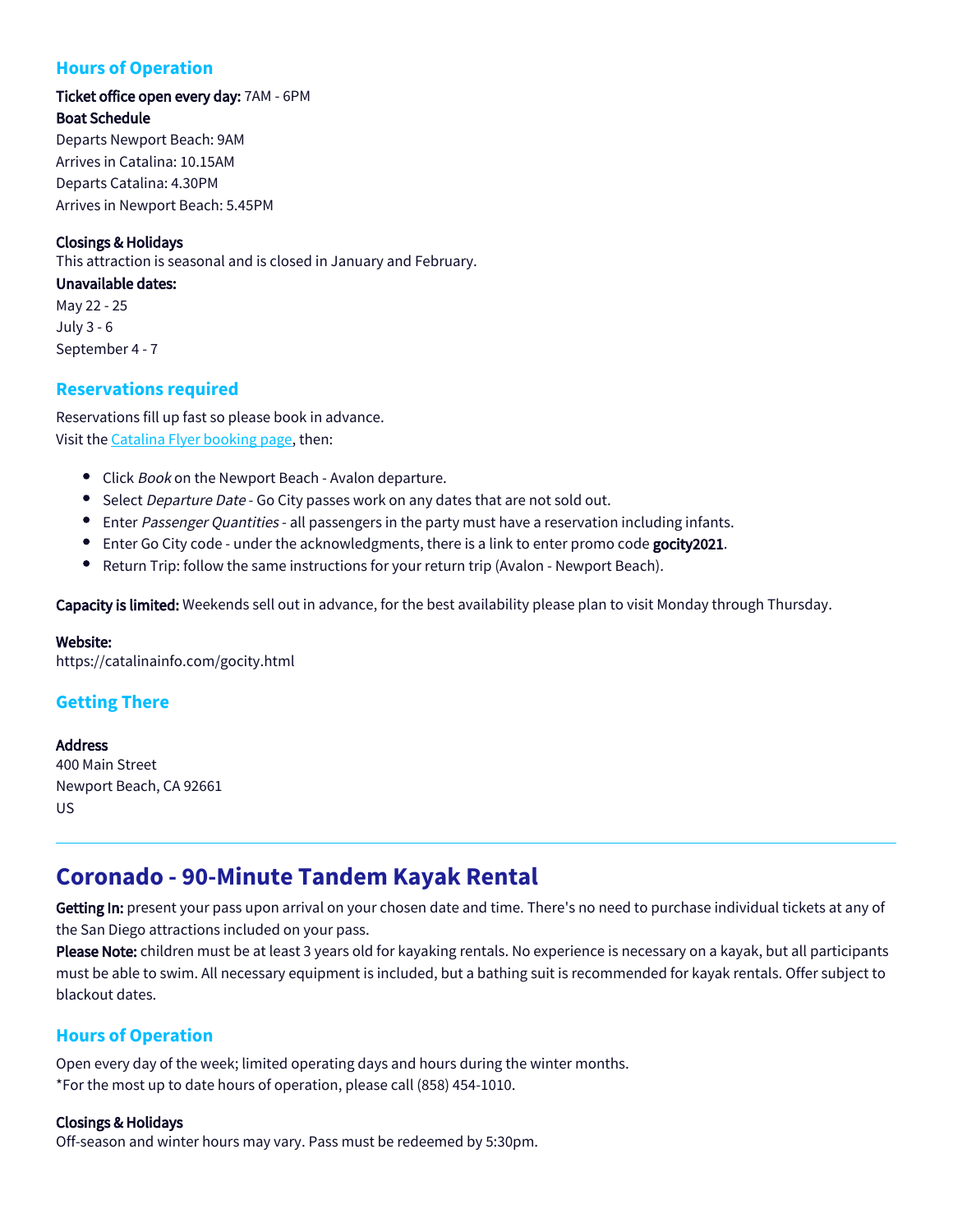### Hours of Operation

**Ticket office open every day:** 7AM - 6PM

**Boat Schedule**

Departs Newport Beach: 9AM
Arrives in Catalina: 10.15AM
Departs Catalina: 4.30PM
Arrives in Newport Beach: 5.45PM

**Closings & Holidays**

This attraction is seasonal and is closed in January and February.

**Unavailable dates:**

May 22 - 25
July 3 - 6
September 4 - 7

### Reservations required

Reservations fill up fast so please book in advance.
Visit the [Catalina Flyer booking page](), then:

- Click *Book* on the Newport Beach - Avalon departure.
- Select *Departure Date* - Go City passes work on any dates that are not sold out.
- Enter *Passenger Quantities* - all passengers in the party must have a reservation including infants.
- Enter Go City code - under the acknowledgments, there is a link to enter promo code **gocity2021**.
- Return Trip: follow the same instructions for your return trip (Avalon - Newport Beach).

**Capacity is limited:** Weekends sell out in advance, for the best availability please plan to visit Monday through Thursday.

**Website:**
https://catalinainfo.com/gocity.html

### Getting There

**Address**
400 Main Street
Newport Beach, CA 92661
US

---

## Coronado - 90-Minute Tandem Kayak Rental

**Getting In:** present your pass upon arrival on your chosen date and time. There's no need to purchase individual tickets at any of the San Diego attractions included on your pass.
**Please Note:** children must be at least 3 years old for kayaking rentals. No experience is necessary on a kayak, but all participants must be able to swim. All necessary equipment is included, but a bathing suit is recommended for kayak rentals. Offer subject to blackout dates.

### Hours of Operation

Open every day of the week; limited operating days and hours during the winter months.
*For the most up to date hours of operation, please call (858) 454-1010.

**Closings & Holidays**
Off-season and winter hours may vary. Pass must be redeemed by 5:30pm.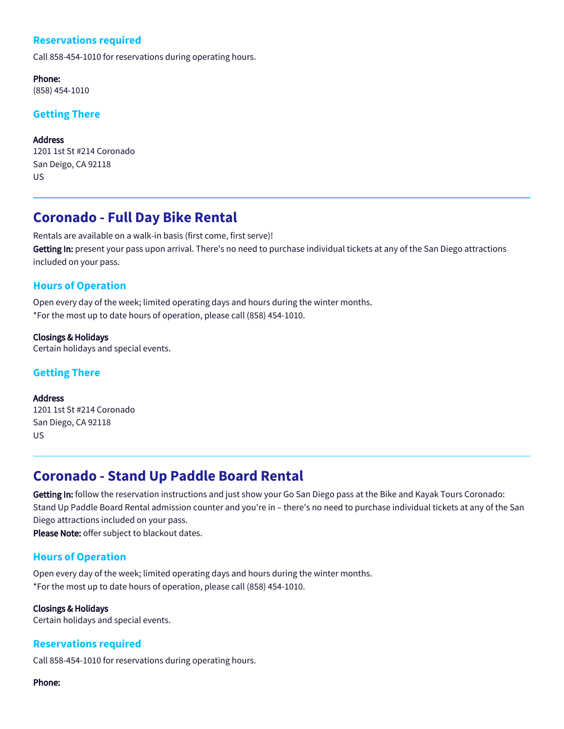### Reservations required

Call 858-454-1010 for reservations during operating hours.

**Phone:**
(858) 454-1010

### Getting There

**Address**
1201 1st St #214 Coronado
San Deigo, CA 92118
US

---

## Coronado - Full Day Bike Rental

Rentals are available on a walk-in basis (first come, first serve)!
**Getting In:** present your pass upon arrival. There's no need to purchase individual tickets at any of the San Diego attractions included on your pass.

### Hours of Operation

Open every day of the week; limited operating days and hours during the winter months.
*For the most up to date hours of operation, please call (858) 454-1010.

**Closings & Holidays**
Certain holidays and special events.

### Getting There

**Address**
1201 1st St #214 Coronado
San Diego, CA 92118
US

---

## Coronado - Stand Up Paddle Board Rental

**Getting In:** follow the reservation instructions and just show your Go San Diego pass at the Bike and Kayak Tours Coronado: Stand Up Paddle Board Rental admission counter and you're in – there's no need to purchase individual tickets at any of the San Diego attractions included on your pass.
**Please Note:** offer subject to blackout dates.

### Hours of Operation

Open every day of the week; limited operating days and hours during the winter months.
*For the most up to date hours of operation, please call (858) 454-1010.

**Closings & Holidays**
Certain holidays and special events.

### Reservations required

Call 858-454-1010 for reservations during operating hours.

**Phone:**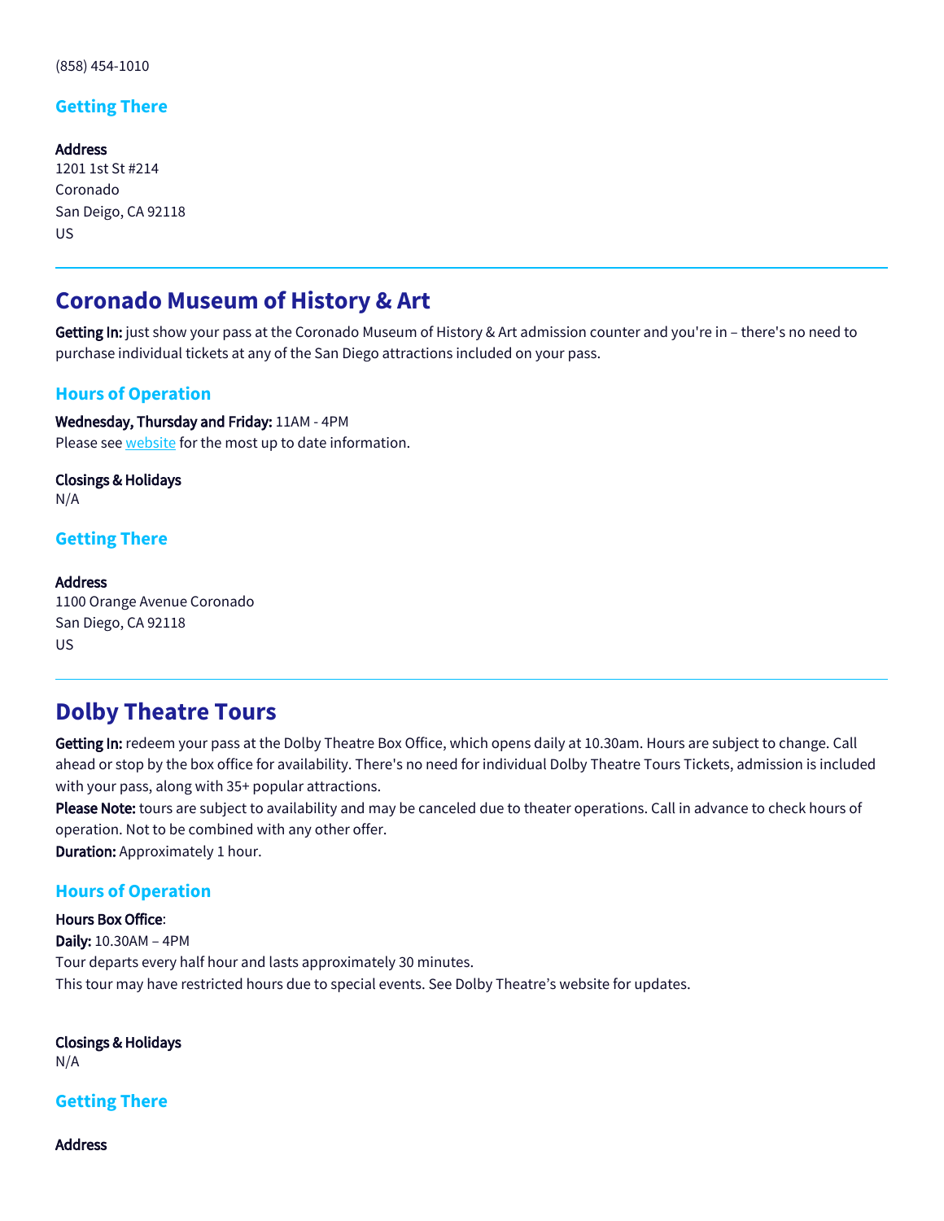(858) 454-1010

### Getting There

**Address**
1201 1st St #214
Coronado
San Deigo, CA 92118
US

---

## Coronado Museum of History & Art

**Getting In:** just show your pass at the Coronado Museum of History & Art admission counter and you're in – there's no need to purchase individual tickets at any of the San Diego attractions included on your pass.

### Hours of Operation

**Wednesday, Thursday and Friday:** 11AM - 4PM
Please see [website] for the most up to date information.

**Closings & Holidays**
N/A

### Getting There

**Address**
1100 Orange Avenue Coronado
San Diego, CA 92118
US

---

## Dolby Theatre Tours

**Getting In:** redeem your pass at the Dolby Theatre Box Office, which opens daily at 10.30am. Hours are subject to change. Call ahead or stop by the box office for availability. There's no need for individual Dolby Theatre Tours Tickets, admission is included with your pass, along with 35+ popular attractions.
**Please Note:** tours are subject to availability and may be canceled due to theater operations. Call in advance to check hours of operation. Not to be combined with any other offer.
**Duration:** Approximately 1 hour.

### Hours of Operation

**Hours Box Office**:
**Daily:** 10.30AM – 4PM
Tour departs every half hour and lasts approximately 30 minutes.
This tour may have restricted hours due to special events. See Dolby Theatre's website for updates.

**Closings & Holidays**
N/A

### Getting There

**Address**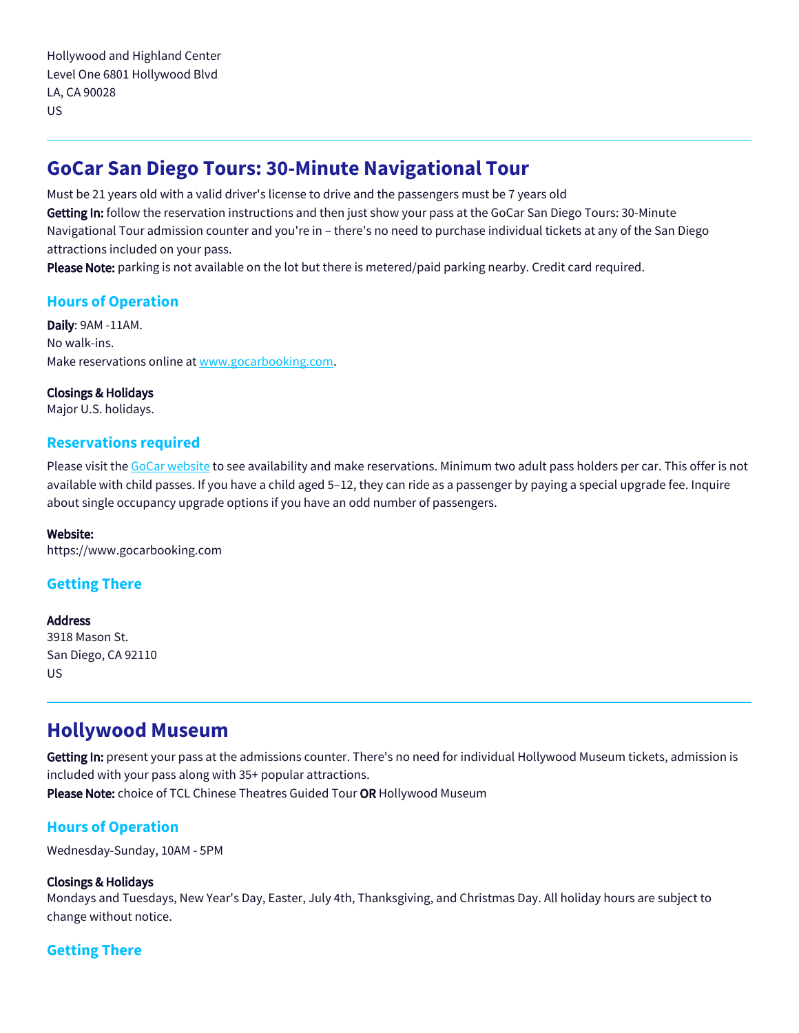Hollywood and Highland Center
Level One 6801 Hollywood Blvd
LA, CA 90028
US

---

## GoCar San Diego Tours: 30-Minute Navigational Tour

Must be 21 years old with a valid driver's license to drive and the passengers must be 7 years old
**Getting In:** follow the reservation instructions and then just show your pass at the GoCar San Diego Tours: 30-Minute Navigational Tour admission counter and you're in – there's no need to purchase individual tickets at any of the San Diego attractions included on your pass.
**Please Note:** parking is not available on the lot but there is metered/paid parking nearby. Credit card required.

### Hours of Operation

**Daily**: 9AM -11AM.
No walk-ins.
Make reservations online at [www.gocarbooking.com](www.gocarbooking.com).

**Closings & Holidays**
Major U.S. holidays.

### Reservations required

Please visit the [GoCar website]() to see availability and make reservations. Minimum two adult pass holders per car. This offer is not available with child passes. If you have a child aged 5–12, they can ride as a passenger by paying a special upgrade fee. Inquire about single occupancy upgrade options if you have an odd number of passengers.

**Website:**
https://www.gocarbooking.com

### Getting There

**Address**
3918 Mason St.
San Diego, CA 92110
US

---

## Hollywood Museum

**Getting In:** present your pass at the admissions counter. There's no need for individual Hollywood Museum tickets, admission is included with your pass along with 35+ popular attractions.
**Please Note:** choice of TCL Chinese Theatres Guided Tour **OR** Hollywood Museum

### Hours of Operation

Wednesday-Sunday, 10AM - 5PM

**Closings & Holidays**
Mondays and Tuesdays, New Year's Day, Easter, July 4th, Thanksgiving, and Christmas Day. All holiday hours are subject to change without notice.

### Getting There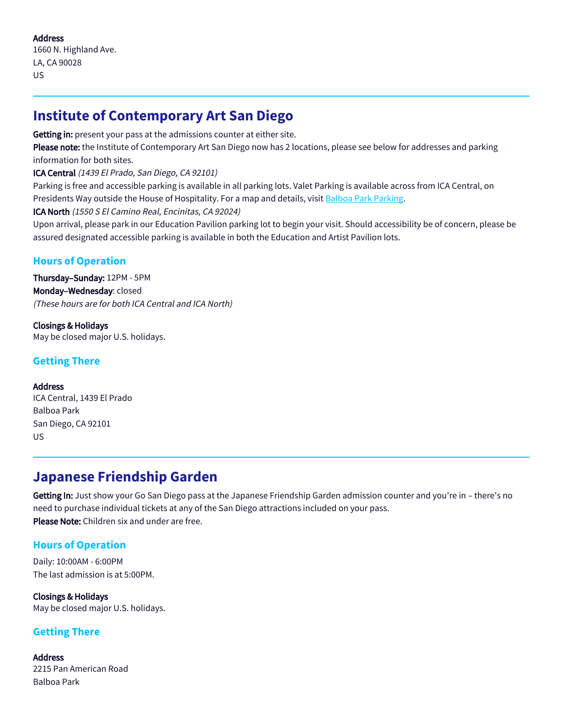**Address**
1660 N. Highland Ave.
LA, CA 90028
US

---

## Institute of Contemporary Art San Diego

**Getting in:** present your pass at the admissions counter at either site.
**Please note:** the Institute of Contemporary Art San Diego now has 2 locations, please see below for addresses and parking information for both sites.
**ICA Central** *(1439 El Prado, San Diego, CA 92101)*
Parking is free and accessible parking is available in all parking lots. Valet Parking is available across from ICA Central, on Presidents Way outside the House of Hospitality. For a map and details, visit Balboa Park Parking.
**ICA North** *(1550 S El Camino Real, Encinitas, CA 92024)*
Upon arrival, please park in our Education Pavilion parking lot to begin your visit. Should accessibility be of concern, please be assured designated accessible parking is available in both the Education and Artist Pavilion lots.

### Hours of Operation

**Thursday–Sunday:** 12PM - 5PM
**Monday–Wednesday**: closed
*(These hours are for both ICA Central and ICA North)*

**Closings & Holidays**
May be closed major U.S. holidays.

### Getting There

**Address**
ICA Central, 1439 El Prado
Balboa Park
San Diego, CA 92101
US

---

## Japanese Friendship Garden

**Getting In:** Just show your Go San Diego pass at the Japanese Friendship Garden admission counter and you're in – there's no need to purchase individual tickets at any of the San Diego attractions included on your pass.
**Please Note:** Children six and under are free.

### Hours of Operation

Daily: 10:00AM - 6:00PM
The last admission is at 5:00PM.

**Closings & Holidays**
May be closed major U.S. holidays.

### Getting There

**Address**
2215 Pan American Road
Balboa Park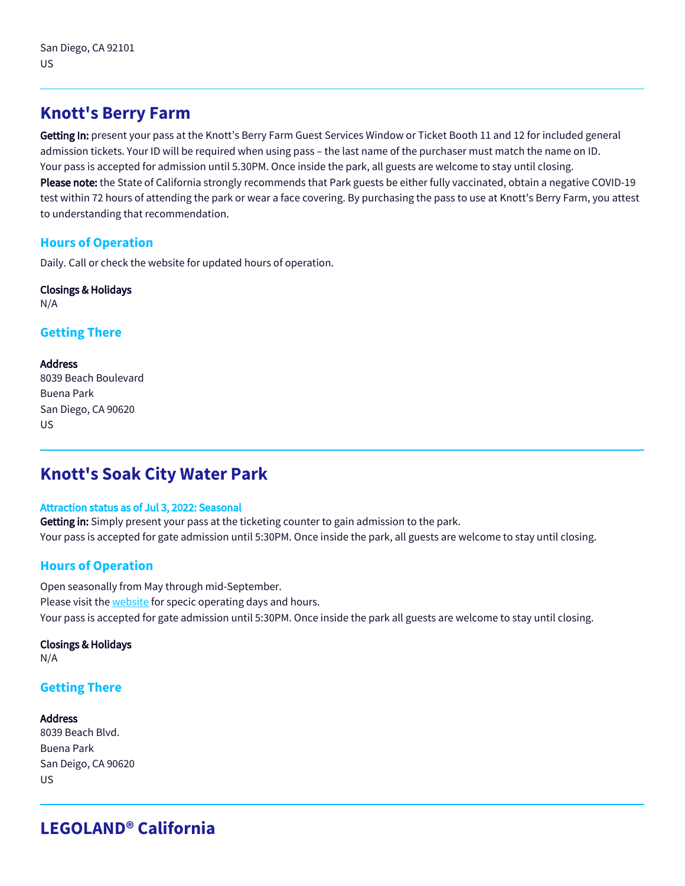San Diego, CA 92101
US

## Knott's Berry Farm

**Getting In:** present your pass at the Knott's Berry Farm Guest Services Window or Ticket Booth 11 and 12 for included general admission tickets. Your ID will be required when using pass – the last name of the purchaser must match the name on ID.
Your pass is accepted for admission until 5.30PM. Once inside the park, all guests are welcome to stay until closing.
**Please note:** the State of California strongly recommends that Park guests be either fully vaccinated, obtain a negative COVID-19 test within 72 hours of attending the park or wear a face covering. By purchasing the pass to use at Knott's Berry Farm, you attest to understanding that recommendation.

### Hours of Operation

Daily. Call or check the website for updated hours of operation.

**Closings & Holidays**
N/A

### Getting There

**Address**
8039 Beach Boulevard
Buena Park
San Diego, CA 90620
US

## Knott's Soak City Water Park

**Attraction status as of Jul 3, 2022: Seasonal**
**Getting in:** Simply present your pass at the ticketing counter to gain admission to the park.
Your pass is accepted for gate admission until 5:30PM. Once inside the park, all guests are welcome to stay until closing.

### Hours of Operation

Open seasonally from May through mid-September.
Please visit the website for specic operating days and hours.
Your pass is accepted for gate admission until 5:30PM. Once inside the park all guests are welcome to stay until closing.

**Closings & Holidays**
N/A

### Getting There

**Address**
8039 Beach Blvd.
Buena Park
San Deigo, CA 90620
US

## LEGOLAND® California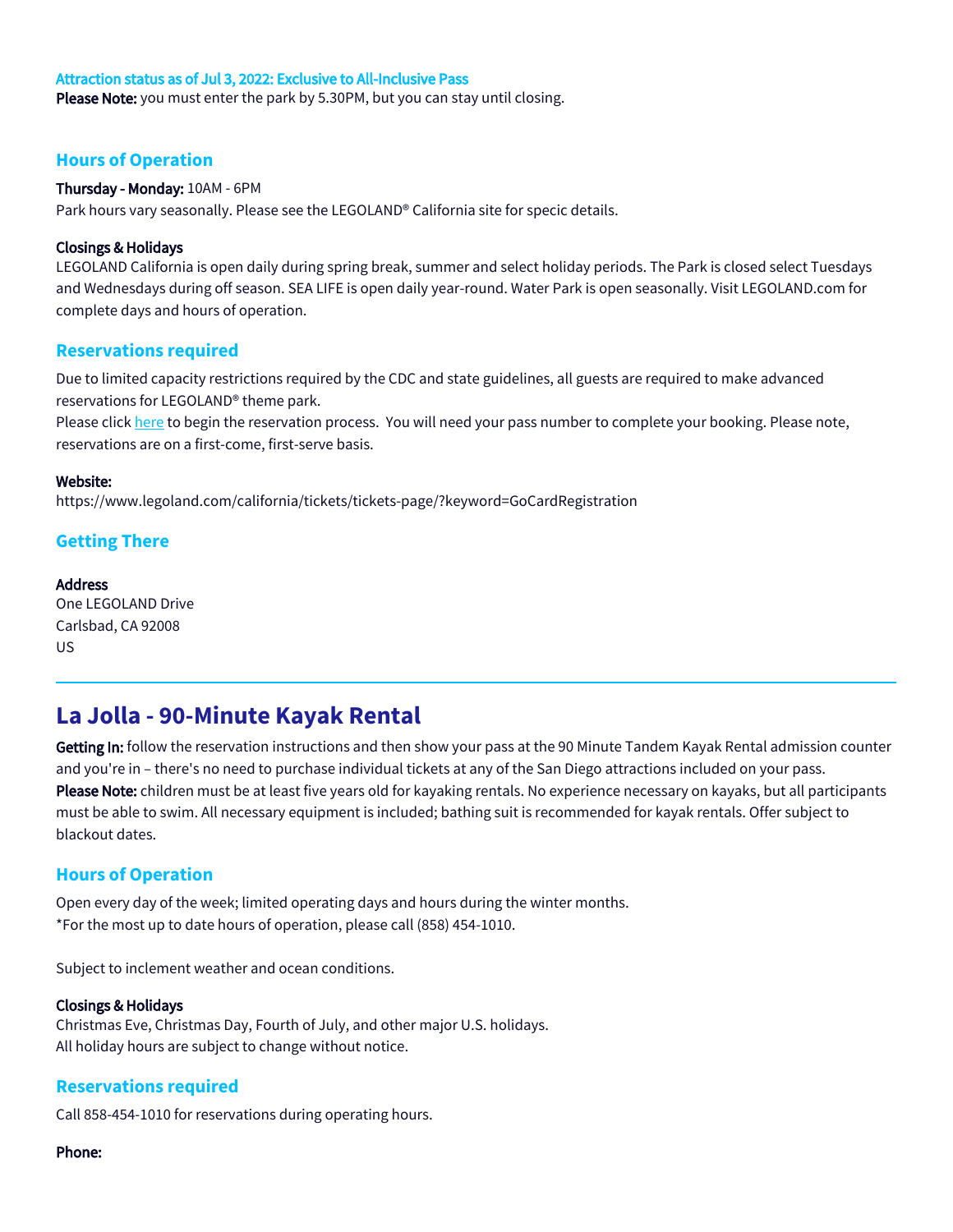**Attraction status as of Jul 3, 2022: Exclusive to All-Inclusive Pass**

**Please Note:** you must enter the park by 5.30PM, but you can stay until closing.

### Hours of Operation

**Thursday - Monday:** 10AM - 6PM
Park hours vary seasonally. Please see the LEGOLAND® California site for specic details.

**Closings & Holidays**
LEGOLAND California is open daily during spring break, summer and select holiday periods. The Park is closed select Tuesdays and Wednesdays during off season. SEA LIFE is open daily year-round. Water Park is open seasonally. Visit LEGOLAND.com for complete days and hours of operation.

### Reservations required

Due to limited capacity restrictions required by the CDC and state guidelines, all guests are required to make advanced reservations for LEGOLAND® theme park.
Please click here to begin the reservation process. You will need your pass number to complete your booking. Please note, reservations are on a first-come, first-serve basis.

**Website:**
https://www.legoland.com/california/tickets/tickets-page/?keyword=GoCardRegistration

### Getting There

**Address**
One LEGOLAND Drive
Carlsbad, CA 92008
US

---

## La Jolla - 90-Minute Kayak Rental

**Getting In:** follow the reservation instructions and then show your pass at the 90 Minute Tandem Kayak Rental admission counter and you're in – there's no need to purchase individual tickets at any of the San Diego attractions included on your pass.
**Please Note:** children must be at least five years old for kayaking rentals. No experience necessary on kayaks, but all participants must be able to swim. All necessary equipment is included; bathing suit is recommended for kayak rentals. Offer subject to blackout dates.

### Hours of Operation

Open every day of the week; limited operating days and hours during the winter months.
*For the most up to date hours of operation, please call (858) 454-1010.

Subject to inclement weather and ocean conditions.

**Closings & Holidays**
Christmas Eve, Christmas Day, Fourth of July, and other major U.S. holidays.
All holiday hours are subject to change without notice.

### Reservations required

Call 858-454-1010 for reservations during operating hours.

**Phone:**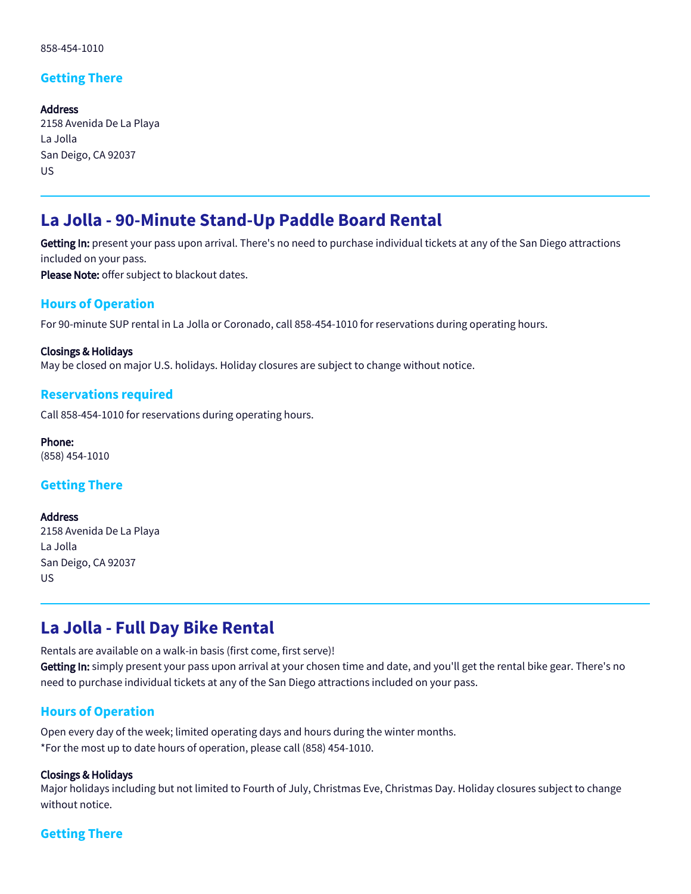858-454-1010

### Getting There

**Address**
2158 Avenida De La Playa
La Jolla
San Deigo, CA 92037
US

---

## La Jolla - 90-Minute Stand-Up Paddle Board Rental

**Getting In:** present your pass upon arrival. There's no need to purchase individual tickets at any of the San Diego attractions included on your pass.
**Please Note:** offer subject to blackout dates.

### Hours of Operation

For 90-minute SUP rental in La Jolla or Coronado, call 858-454-1010 for reservations during operating hours.

**Closings & Holidays**
May be closed on major U.S. holidays. Holiday closures are subject to change without notice.

### Reservations required

Call 858-454-1010 for reservations during operating hours.

**Phone:**
(858) 454-1010

### Getting There

**Address**
2158 Avenida De La Playa
La Jolla
San Deigo, CA 92037
US

---

## La Jolla - Full Day Bike Rental

Rentals are available on a walk-in basis (first come, first serve)!
**Getting In:** simply present your pass upon arrival at your chosen time and date, and you'll get the rental bike gear. There's no need to purchase individual tickets at any of the San Diego attractions included on your pass.

### Hours of Operation

Open every day of the week; limited operating days and hours during the winter months.
*For the most up to date hours of operation, please call (858) 454-1010.

**Closings & Holidays**
Major holidays including but not limited to Fourth of July, Christmas Eve, Christmas Day. Holiday closures subject to change without notice.

### Getting There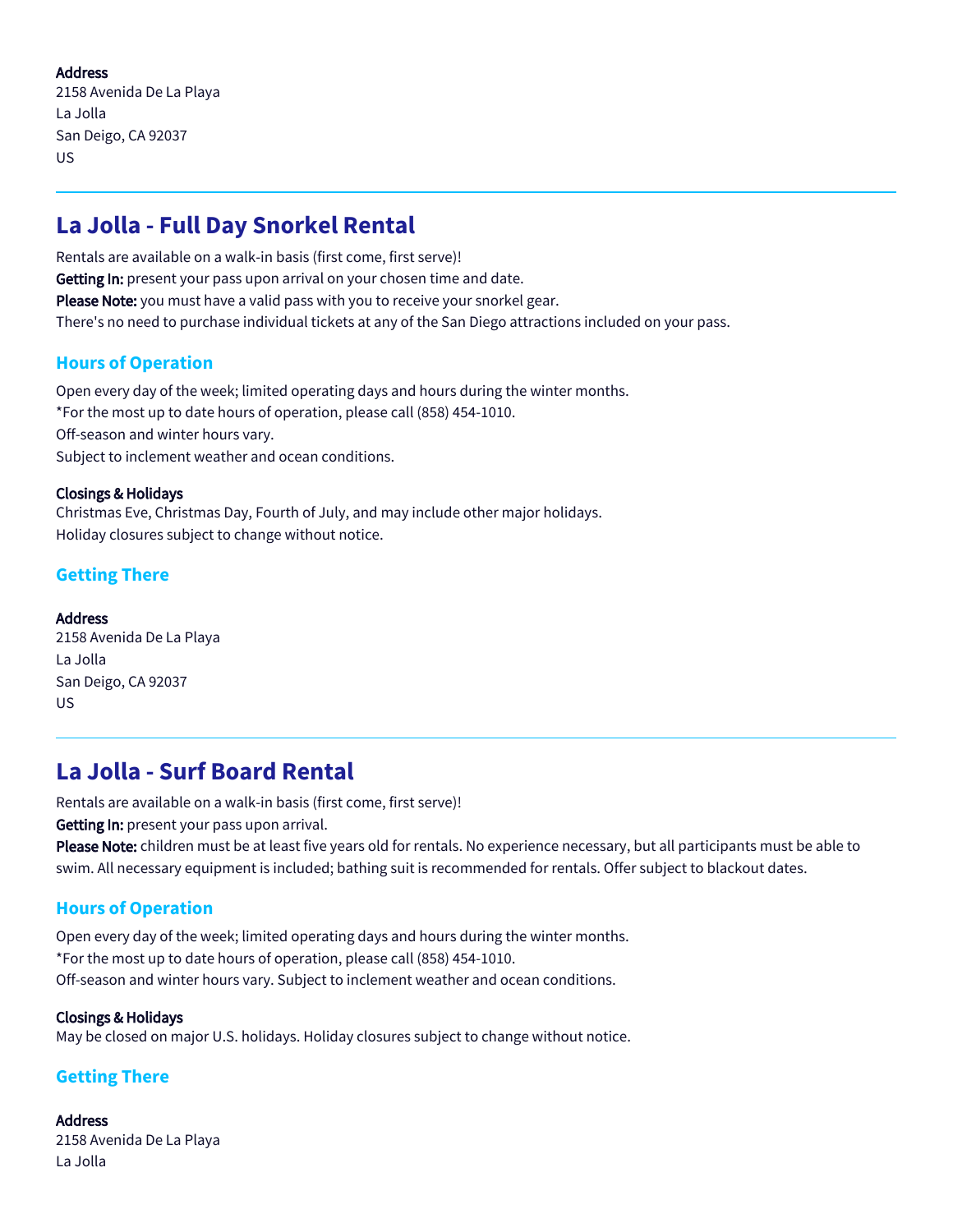**Address**
2158 Avenida De La Playa
La Jolla
San Deigo, CA 92037
US

---

## La Jolla - Full Day Snorkel Rental

Rentals are available on a walk-in basis (first come, first serve)!
**Getting In:** present your pass upon arrival on your chosen time and date.
**Please Note:** you must have a valid pass with you to receive your snorkel gear.
There's no need to purchase individual tickets at any of the San Diego attractions included on your pass.

### Hours of Operation

Open every day of the week; limited operating days and hours during the winter months.
*For the most up to date hours of operation, please call (858) 454-1010.
Off-season and winter hours vary.
Subject to inclement weather and ocean conditions.

**Closings & Holidays**
Christmas Eve, Christmas Day, Fourth of July, and may include other major holidays.
Holiday closures subject to change without notice.

### Getting There

**Address**
2158 Avenida De La Playa
La Jolla
San Deigo, CA 92037
US

---

## La Jolla - Surf Board Rental

Rentals are available on a walk-in basis (first come, first serve)!
**Getting In:** present your pass upon arrival.
**Please Note:** children must be at least five years old for rentals. No experience necessary, but all participants must be able to swim. All necessary equipment is included; bathing suit is recommended for rentals. Offer subject to blackout dates.

### Hours of Operation

Open every day of the week; limited operating days and hours during the winter months.
*For the most up to date hours of operation, please call (858) 454-1010.
Off-season and winter hours vary. Subject to inclement weather and ocean conditions.

**Closings & Holidays**
May be closed on major U.S. holidays. Holiday closures subject to change without notice.

### Getting There

**Address**
2158 Avenida De La Playa
La Jolla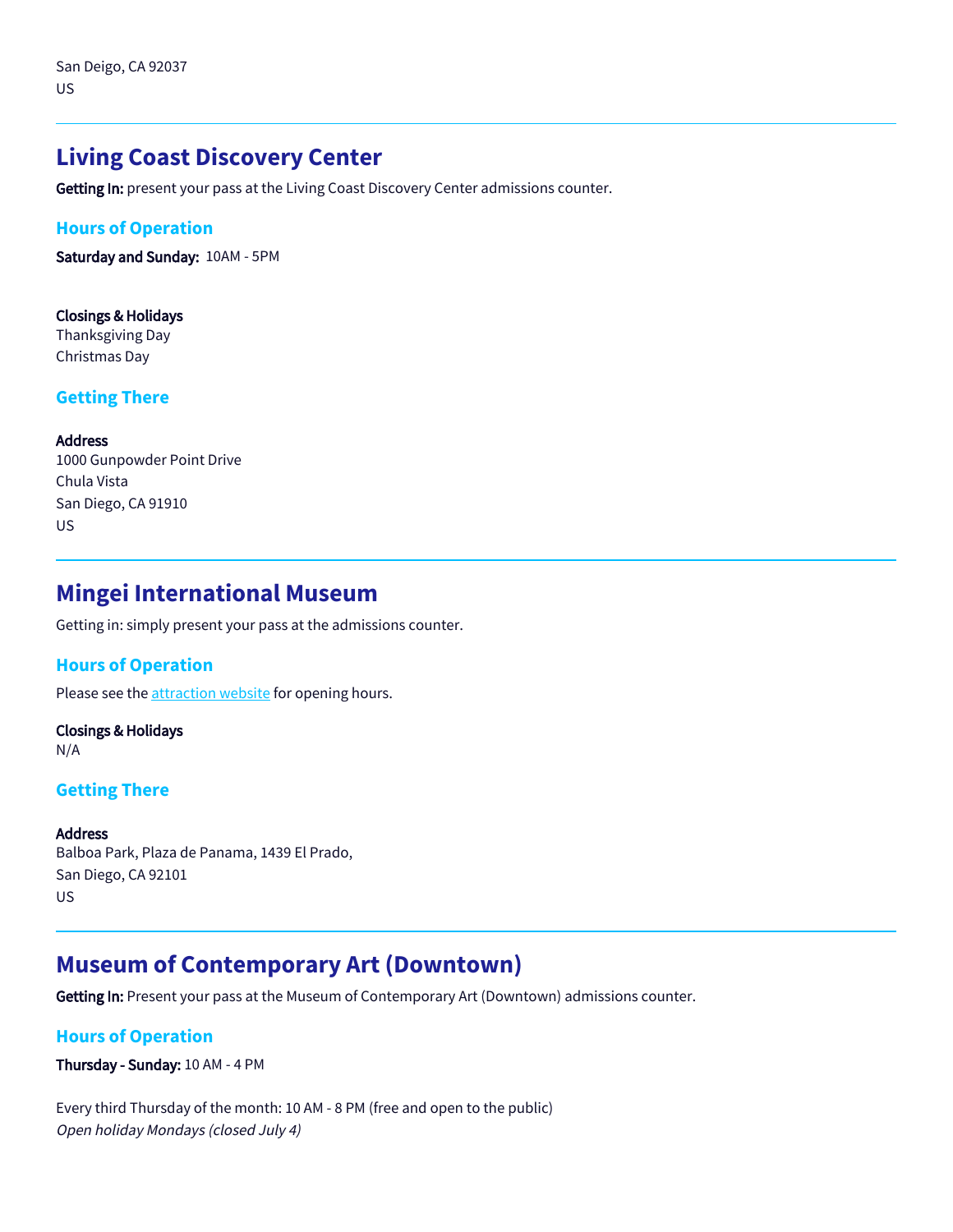San Deigo, CA 92037
US

---

## Living Coast Discovery Center

**Getting In:** present your pass at the Living Coast Discovery Center admissions counter.

### Hours of Operation

**Saturday and Sunday:** 10AM - 5PM

**Closings & Holidays**
Thanksgiving Day
Christmas Day

### Getting There

**Address**
1000 Gunpowder Point Drive
Chula Vista
San Diego, CA 91910
US

---

## Mingei International Museum

Getting in: simply present your pass at the admissions counter.

### Hours of Operation

Please see the [attraction website]() for opening hours.

**Closings & Holidays**
N/A

### Getting There

**Address**
Balboa Park, Plaza de Panama, 1439 El Prado,
San Diego, CA 92101
US

---

## Museum of Contemporary Art (Downtown)

**Getting In:** Present your pass at the Museum of Contemporary Art (Downtown) admissions counter.

### Hours of Operation

**Thursday - Sunday:** 10 AM - 4 PM

Every third Thursday of the month: 10 AM - 8 PM (free and open to the public)
*Open holiday Mondays (closed July 4)*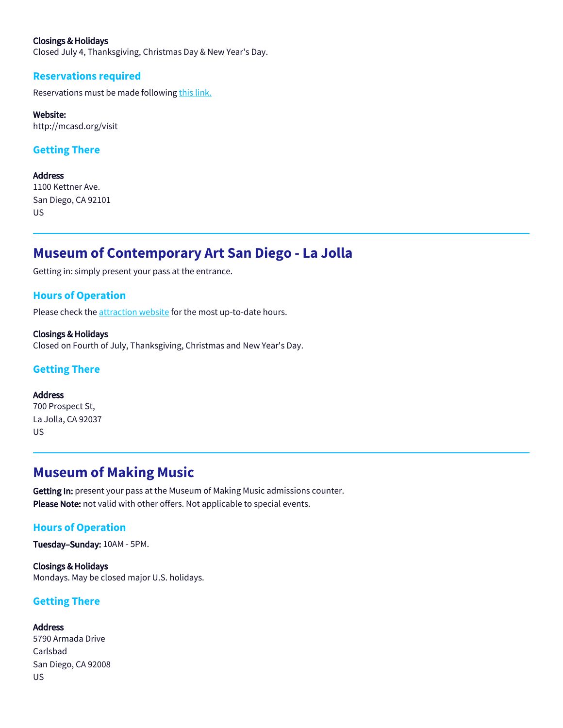**Closings & Holidays**
Closed July 4, Thanksgiving, Christmas Day & New Year's Day.

### Reservations required

Reservations must be made following this link.

**Website:**
http://mcasd.org/visit

### Getting There

**Address**
1100 Kettner Ave.
San Diego, CA 92101
US

---

## Museum of Contemporary Art San Diego - La Jolla

Getting in: simply present your pass at the entrance.

### Hours of Operation

Please check the attraction website for the most up-to-date hours.

**Closings & Holidays**
Closed on Fourth of July, Thanksgiving, Christmas and New Year's Day.

### Getting There

**Address**
700 Prospect St,
La Jolla, CA 92037
US

---

## Museum of Making Music

**Getting In:** present your pass at the Museum of Making Music admissions counter.
**Please Note:** not valid with other offers. Not applicable to special events.

### Hours of Operation

**Tuesday–Sunday:** 10AM - 5PM.

**Closings & Holidays**
Mondays. May be closed major U.S. holidays.

### Getting There

**Address**
5790 Armada Drive
Carlsbad
San Diego, CA 92008
US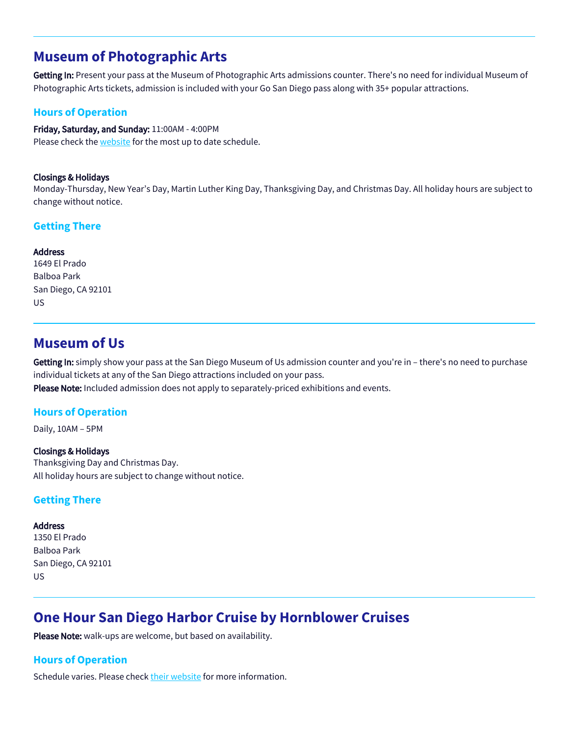## Museum of Photographic Arts

**Getting In:** Present your pass at the Museum of Photographic Arts admissions counter. There's no need for individual Museum of Photographic Arts tickets, admission is included with your Go San Diego pass along with 35+ popular attractions.

### Hours of Operation

**Friday, Saturday, and Sunday:** 11:00AM - 4:00PM
Please check the website for the most up to date schedule.

**Closings & Holidays**
Monday-Thursday, New Year's Day, Martin Luther King Day, Thanksgiving Day, and Christmas Day. All holiday hours are subject to change without notice.

### Getting There

**Address**
1649 El Prado
Balboa Park
San Diego, CA 92101
US

## Museum of Us

**Getting In:** simply show your pass at the San Diego Museum of Us admission counter and you're in – there's no need to purchase individual tickets at any of the San Diego attractions included on your pass.
**Please Note:** Included admission does not apply to separately-priced exhibitions and events.

### Hours of Operation

Daily, 10AM – 5PM

**Closings & Holidays**
Thanksgiving Day and Christmas Day.
All holiday hours are subject to change without notice.

### Getting There

**Address**
1350 El Prado
Balboa Park
San Diego, CA 92101
US

## One Hour San Diego Harbor Cruise by Hornblower Cruises

**Please Note:** walk-ups are welcome, but based on availability.

### Hours of Operation

Schedule varies. Please check their website for more information.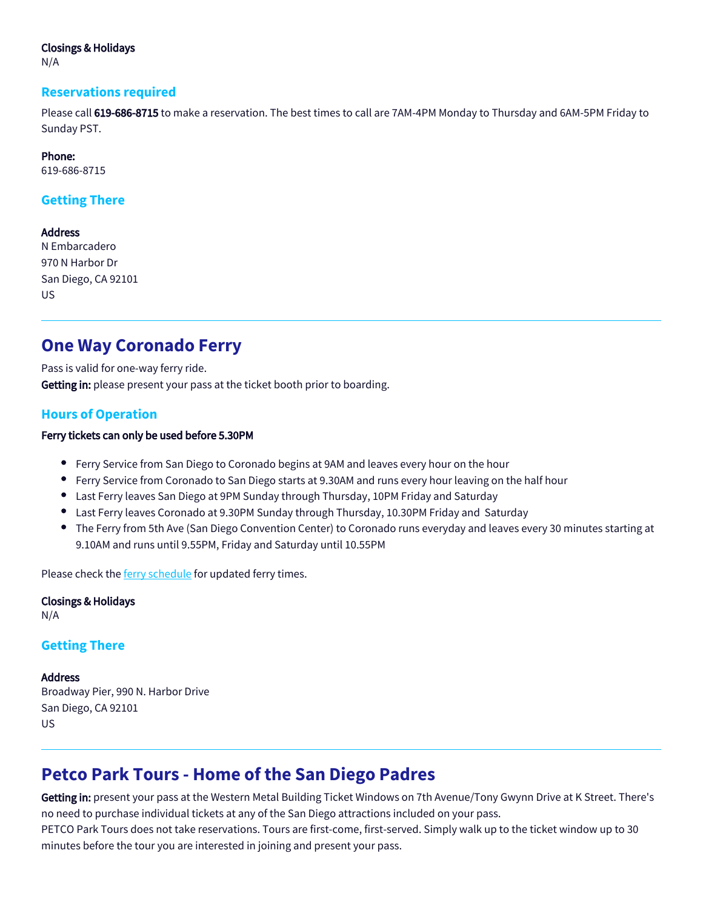**Closings & Holidays**
N/A

### Reservations required

Please call **619-686-8715** to make a reservation. The best times to call are 7AM-4PM Monday to Thursday and 6AM-5PM Friday to Sunday PST.

**Phone:**
619-686-8715

### Getting There

**Address**
N Embarcadero
970 N Harbor Dr
San Diego, CA 92101
US

---

## One Way Coronado Ferry

Pass is valid for one-way ferry ride.
**Getting in:** please present your pass at the ticket booth prior to boarding.

### Hours of Operation

**Ferry tickets can only be used before 5.30PM**

- Ferry Service from San Diego to Coronado begins at 9AM and leaves every hour on the hour
- Ferry Service from Coronado to San Diego starts at 9.30AM and runs every hour leaving on the half hour
- Last Ferry leaves San Diego at 9PM Sunday through Thursday, 10PM Friday and Saturday
- Last Ferry leaves Coronado at 9.30PM Sunday through Thursday, 10.30PM Friday and Saturday
- The Ferry from 5th Ave (San Diego Convention Center) to Coronado runs everyday and leaves every 30 minutes starting at 9.10AM and runs until 9.55PM, Friday and Saturday until 10.55PM

Please check the ferry schedule for updated ferry times.

**Closings & Holidays**
N/A

### Getting There

**Address**
Broadway Pier, 990 N. Harbor Drive
San Diego, CA 92101
US

---

## Petco Park Tours - Home of the San Diego Padres

**Getting in:** present your pass at the Western Metal Building Ticket Windows on 7th Avenue/Tony Gwynn Drive at K Street. There's no need to purchase individual tickets at any of the San Diego attractions included on your pass.
PETCO Park Tours does not take reservations. Tours are first-come, first-served. Simply walk up to the ticket window up to 30 minutes before the tour you are interested in joining and present your pass.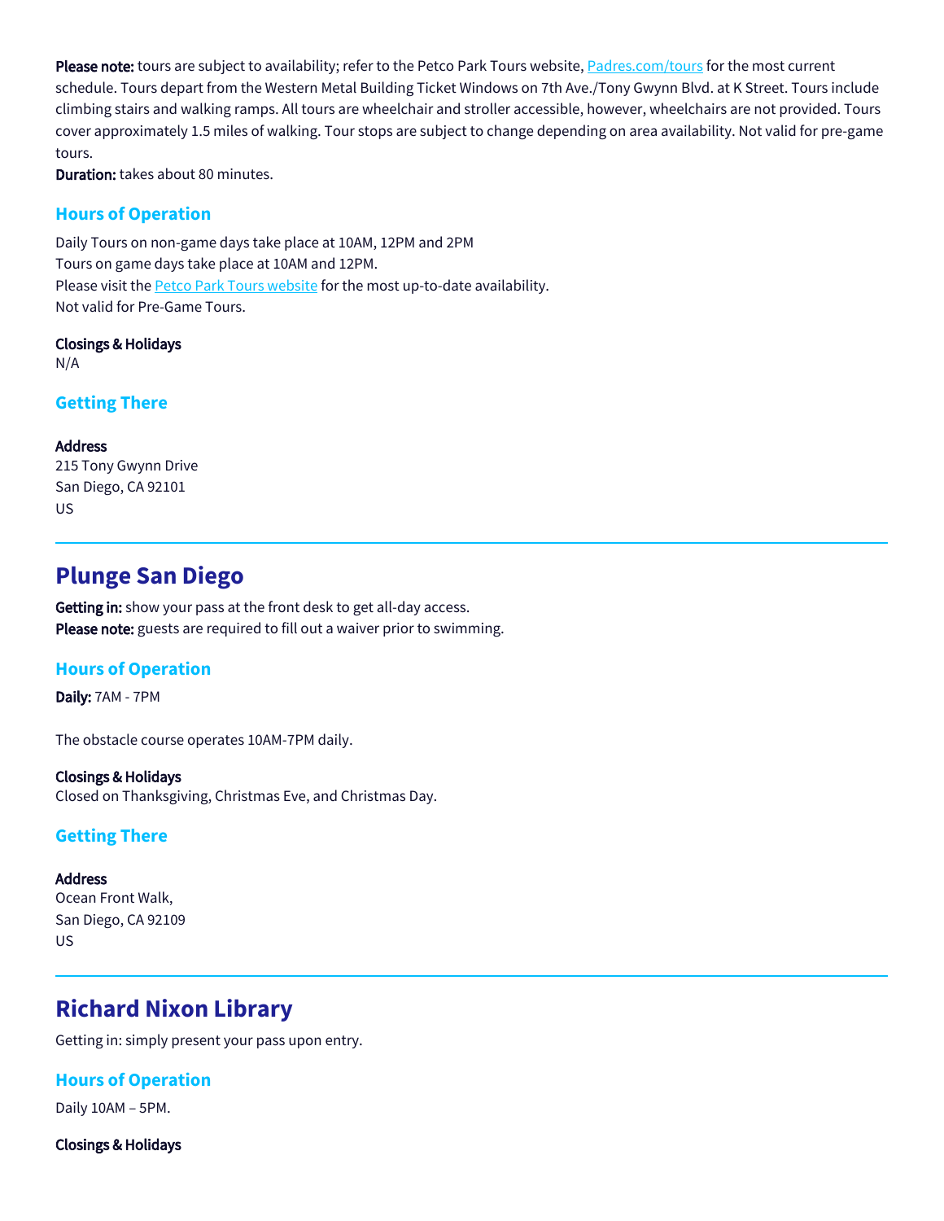**Please note:** tours are subject to availability; refer to the Petco Park Tours website, [Padres.com/tours](Padres.com/tours) for the most current schedule. Tours depart from the Western Metal Building Ticket Windows on 7th Ave./Tony Gwynn Blvd. at K Street. Tours include climbing stairs and walking ramps. All tours are wheelchair and stroller accessible, however, wheelchairs are not provided. Tours cover approximately 1.5 miles of walking. Tour stops are subject to change depending on area availability. Not valid for pre-game tours.
**Duration:** takes about 80 minutes.

### Hours of Operation

Daily Tours on non-game days take place at 10AM, 12PM and 2PM
Tours on game days take place at 10AM and 12PM.
Please visit the Petco Park Tours website for the most up-to-date availability.
Not valid for Pre-Game Tours.

**Closings & Holidays**
N/A

### Getting There

**Address**
215 Tony Gwynn Drive
San Diego, CA 92101
US

---

## Plunge San Diego

**Getting in:** show your pass at the front desk to get all-day access.
**Please note:** guests are required to fill out a waiver prior to swimming.

### Hours of Operation

**Daily:** 7AM - 7PM

The obstacle course operates 10AM-7PM daily.

**Closings & Holidays**
Closed on Thanksgiving, Christmas Eve, and Christmas Day.

### Getting There

**Address**
Ocean Front Walk,
San Diego, CA 92109
US

---

## Richard Nixon Library

Getting in: simply present your pass upon entry.

### Hours of Operation

Daily 10AM – 5PM.

**Closings & Holidays**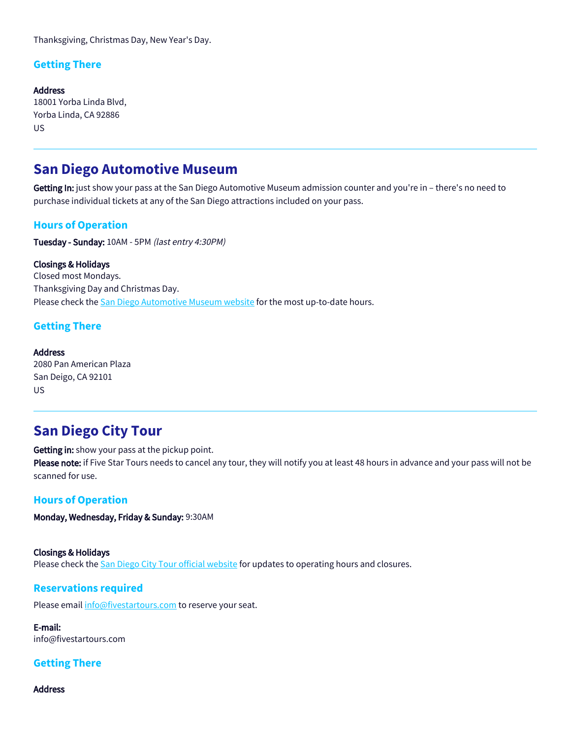Thanksgiving, Christmas Day, New Year's Day.

### Getting There

**Address**
18001 Yorba Linda Blvd,
Yorba Linda, CA 92886
US

---

## San Diego Automotive Museum

**Getting In:** just show your pass at the San Diego Automotive Museum admission counter and you're in – there's no need to purchase individual tickets at any of the San Diego attractions included on your pass.

### Hours of Operation

**Tuesday - Sunday:** 10AM - 5PM *(last entry 4:30PM)*

**Closings & Holidays**
Closed most Mondays.
Thanksgiving Day and Christmas Day.
Please check the San Diego Automotive Museum website for the most up-to-date hours.

### Getting There

**Address**
2080 Pan American Plaza
San Deigo, CA 92101
US

---

## San Diego City Tour

**Getting in:** show your pass at the pickup point.
**Please note:** if Five Star Tours needs to cancel any tour, they will notify you at least 48 hours in advance and your pass will not be scanned for use.

### Hours of Operation

**Monday, Wednesday, Friday & Sunday:** 9:30AM

**Closings & Holidays**
Please check the San Diego City Tour official website for updates to operating hours and closures.

### Reservations required

Please email info@fivestartours.com to reserve your seat.

**E-mail:**
info@fivestartours.com

### Getting There

**Address**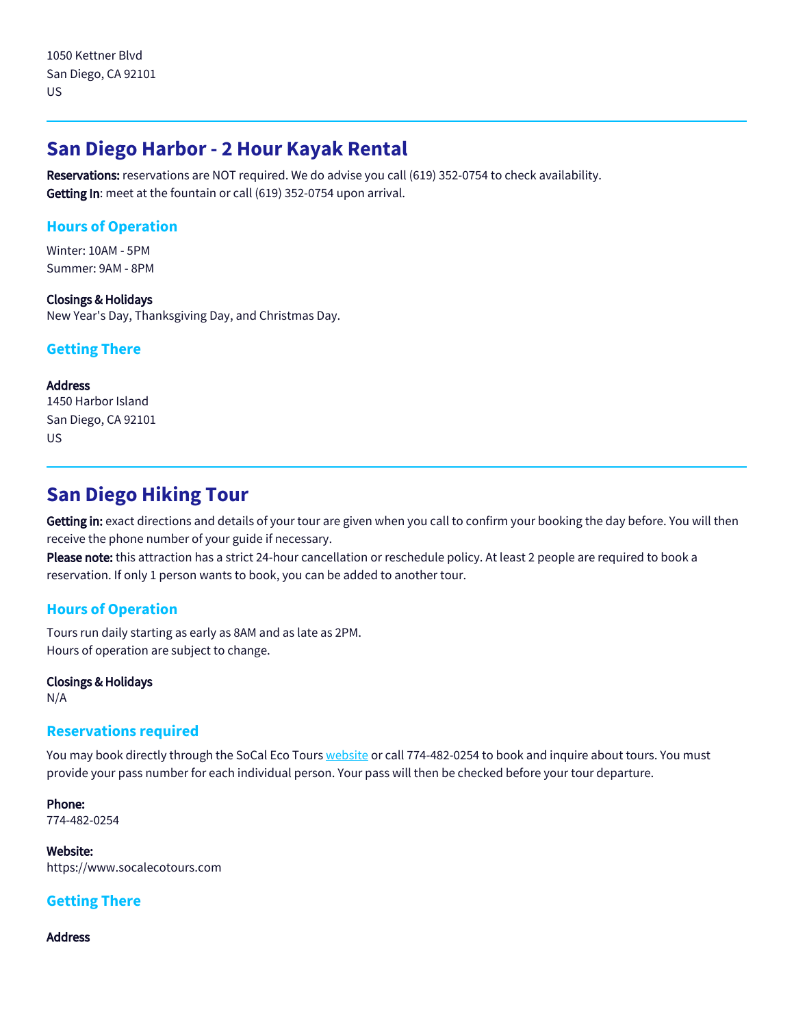1050 Kettner Blvd
San Diego, CA 92101
US

---

## San Diego Harbor - 2 Hour Kayak Rental

**Reservations:** reservations are NOT required. We do advise you call (619) 352-0754 to check availability.
**Getting In**: meet at the fountain or call (619) 352-0754 upon arrival.

### Hours of Operation

Winter: 10AM - 5PM
Summer: 9AM - 8PM

**Closings & Holidays**
New Year's Day, Thanksgiving Day, and Christmas Day.

### Getting There

**Address**
1450 Harbor Island
San Diego, CA 92101
US

---

## San Diego Hiking Tour

**Getting in:** exact directions and details of your tour are given when you call to confirm your booking the day before. You will then receive the phone number of your guide if necessary.
**Please note:** this attraction has a strict 24-hour cancellation or reschedule policy. At least 2 people are required to book a reservation. If only 1 person wants to book, you can be added to another tour.

### Hours of Operation

Tours run daily starting as early as 8AM and as late as 2PM.
Hours of operation are subject to change.

**Closings & Holidays**
N/A

### Reservations required

You may book directly through the SoCal Eco Tours website or call 774-482-0254 to book and inquire about tours. You must provide your pass number for each individual person. Your pass will then be checked before your tour departure.

**Phone:**
774-482-0254

**Website:**
https://www.socalecotours.com

### Getting There

**Address**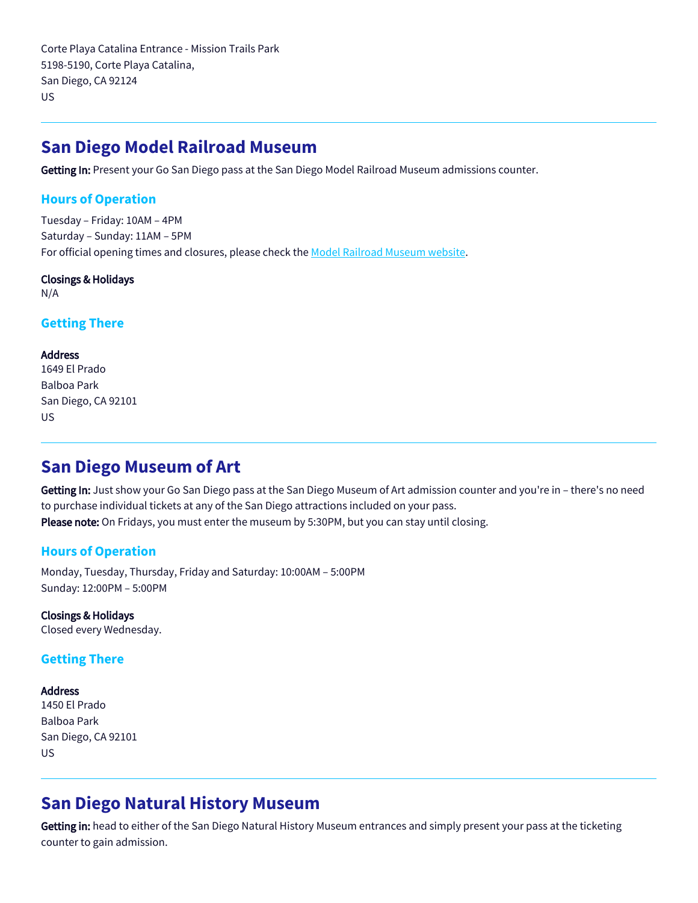Corte Playa Catalina Entrance - Mission Trails Park
5198-5190, Corte Playa Catalina,
San Diego, CA 92124
US

---

## San Diego Model Railroad Museum

**Getting In:** Present your Go San Diego pass at the San Diego Model Railroad Museum admissions counter.

### Hours of Operation

Tuesday – Friday: 10AM – 4PM
Saturday – Sunday: 11AM – 5PM
For official opening times and closures, please check the [Model Railroad Museum website](#).

**Closings & Holidays**
N/A

### Getting There

**Address**
1649 El Prado
Balboa Park
San Diego, CA 92101
US

---

## San Diego Museum of Art

**Getting In:** Just show your Go San Diego pass at the San Diego Museum of Art admission counter and you're in – there's no need to purchase individual tickets at any of the San Diego attractions included on your pass.
**Please note:** On Fridays, you must enter the museum by 5:30PM, but you can stay until closing.

### Hours of Operation

Monday, Tuesday, Thursday, Friday and Saturday: 10:00AM – 5:00PM
Sunday: 12:00PM – 5:00PM

**Closings & Holidays**
Closed every Wednesday.

### Getting There

**Address**
1450 El Prado
Balboa Park
San Diego, CA 92101
US

---

## San Diego Natural History Museum

**Getting in:** head to either of the San Diego Natural History Museum entrances and simply present your pass at the ticketing counter to gain admission.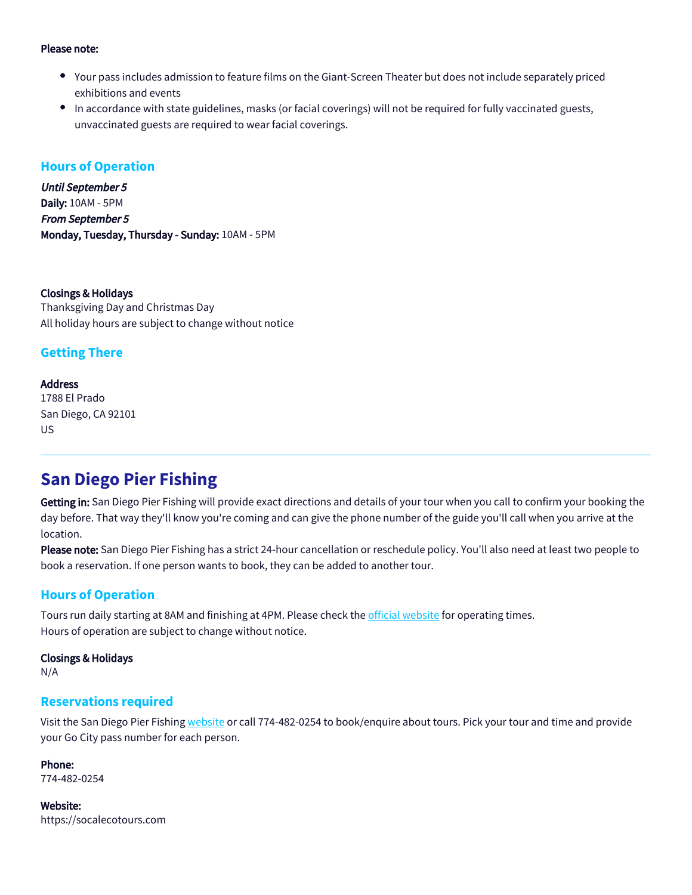**Please note:**

- Your pass includes admission to feature films on the Giant-Screen Theater but does not include separately priced exhibitions and events
- In accordance with state guidelines, masks (or facial coverings) will not be required for fully vaccinated guests, unvaccinated guests are required to wear facial coverings.

### Hours of Operation

***Until September 5***
**Daily:** 10AM - 5PM
***From September 5***
**Monday, Tuesday, Thursday - Sunday:** 10AM - 5PM

**Closings & Holidays**
Thanksgiving Day and Christmas Day
All holiday hours are subject to change without notice

### Getting There

**Address**
1788 El Prado
San Diego, CA 92101
US

---

## San Diego Pier Fishing

**Getting in:** San Diego Pier Fishing will provide exact directions and details of your tour when you call to confirm your booking the day before. That way they'll know you're coming and can give the phone number of the guide you'll call when you arrive at the location.
**Please note:** San Diego Pier Fishing has a strict 24-hour cancellation or reschedule policy. You'll also need at least two people to book a reservation. If one person wants to book, they can be added to another tour.

### Hours of Operation

Tours run daily starting at 8AM and finishing at 4PM. Please check the official website for operating times.
Hours of operation are subject to change without notice.

**Closings & Holidays**
N/A

### Reservations required

Visit the San Diego Pier Fishing website or call 774-482-0254 to book/enquire about tours. Pick your tour and time and provide your Go City pass number for each person.

**Phone:**
774-482-0254

**Website:**
https://socalecotours.com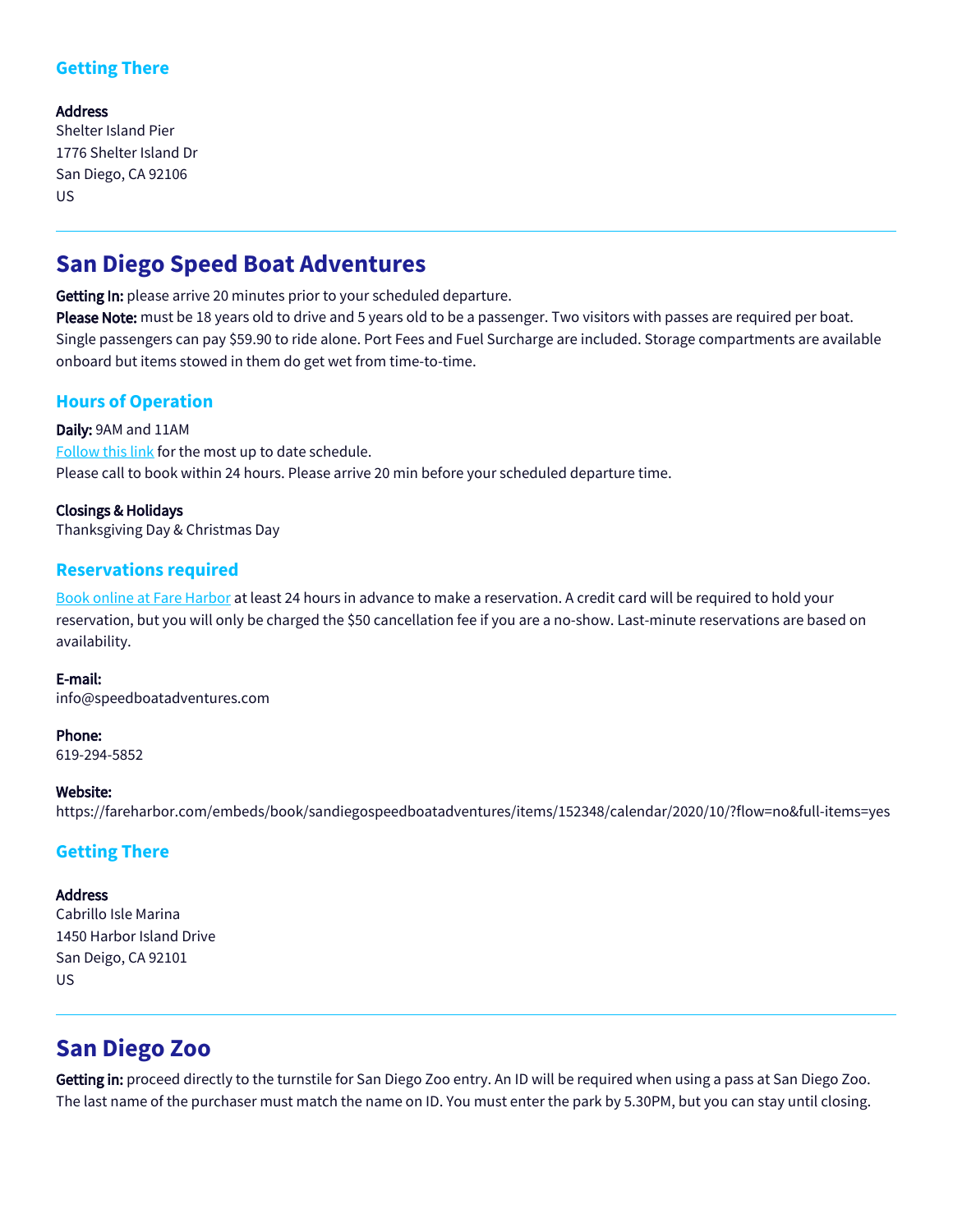### Getting There

**Address**
Shelter Island Pier
1776 Shelter Island Dr
San Diego, CA 92106
US

---

## San Diego Speed Boat Adventures

**Getting In:** please arrive 20 minutes prior to your scheduled departure.
**Please Note:** must be 18 years old to drive and 5 years old to be a passenger. Two visitors with passes are required per boat. Single passengers can pay $59.90 to ride alone. Port Fees and Fuel Surcharge are included. Storage compartments are available onboard but items stowed in them do get wet from time-to-time.

### Hours of Operation

**Daily:** 9AM and 11AM
[Follow this link] for the most up to date schedule.
Please call to book within 24 hours. Please arrive 20 min before your scheduled departure time.

**Closings & Holidays**
Thanksgiving Day & Christmas Day

### Reservations required

[Book online at Fare Harbor] at least 24 hours in advance to make a reservation. A credit card will be required to hold your reservation, but you will only be charged the $50 cancellation fee if you are a no-show. Last-minute reservations are based on availability.

**E-mail:**
info@speedboatadventures.com

**Phone:**
619-294-5852

**Website:**
https://fareharbor.com/embeds/book/sandiegospeedboatadventures/items/152348/calendar/2020/10/?flow=no&full-items=yes

### Getting There

**Address**
Cabrillo Isle Marina
1450 Harbor Island Drive
San Deigo, CA 92101
US

---

## San Diego Zoo

**Getting in:** proceed directly to the turnstile for San Diego Zoo entry. An ID will be required when using a pass at San Diego Zoo. The last name of the purchaser must match the name on ID. You must enter the park by 5.30PM, but you can stay until closing.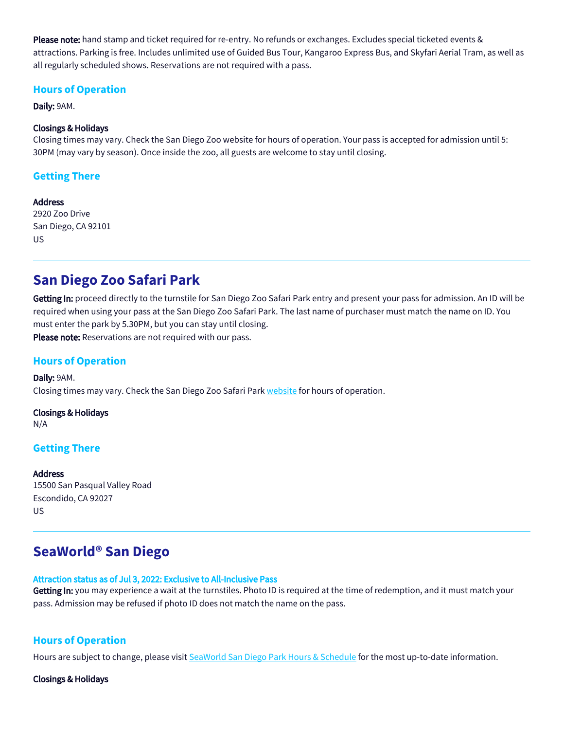**Please note:** hand stamp and ticket required for re-entry. No refunds or exchanges. Excludes special ticketed events & attractions. Parking is free. Includes unlimited use of Guided Bus Tour, Kangaroo Express Bus, and Skyfari Aerial Tram, as well as all regularly scheduled shows. Reservations are not required with a pass.

### Hours of Operation

**Daily:** 9AM.

**Closings & Holidays**
Closing times may vary. Check the San Diego Zoo website for hours of operation. Your pass is accepted for admission until 5:30PM (may vary by season). Once inside the zoo, all guests are welcome to stay until closing.

### Getting There

**Address**
2920 Zoo Drive
San Diego, CA 92101
US

---

## San Diego Zoo Safari Park

**Getting In:** proceed directly to the turnstile for San Diego Zoo Safari Park entry and present your pass for admission. An ID will be required when using your pass at the San Diego Zoo Safari Park. The last name of purchaser must match the name on ID. You must enter the park by 5.30PM, but you can stay until closing.
**Please note:** Reservations are not required with our pass.

### Hours of Operation

**Daily:** 9AM.
Closing times may vary. Check the San Diego Zoo Safari Park website for hours of operation.

**Closings & Holidays**
N/A

### Getting There

**Address**
15500 San Pasqual Valley Road
Escondido, CA 92027
US

---

## SeaWorld® San Diego

**Attraction status as of Jul 3, 2022: Exclusive to All-Inclusive Pass**
**Getting In:** you may experience a wait at the turnstiles. Photo ID is required at the time of redemption, and it must match your pass. Admission may be refused if photo ID does not match the name on the pass.

### Hours of Operation

Hours are subject to change, please visit SeaWorld San Diego Park Hours & Schedule for the most up-to-date information.

**Closings & Holidays**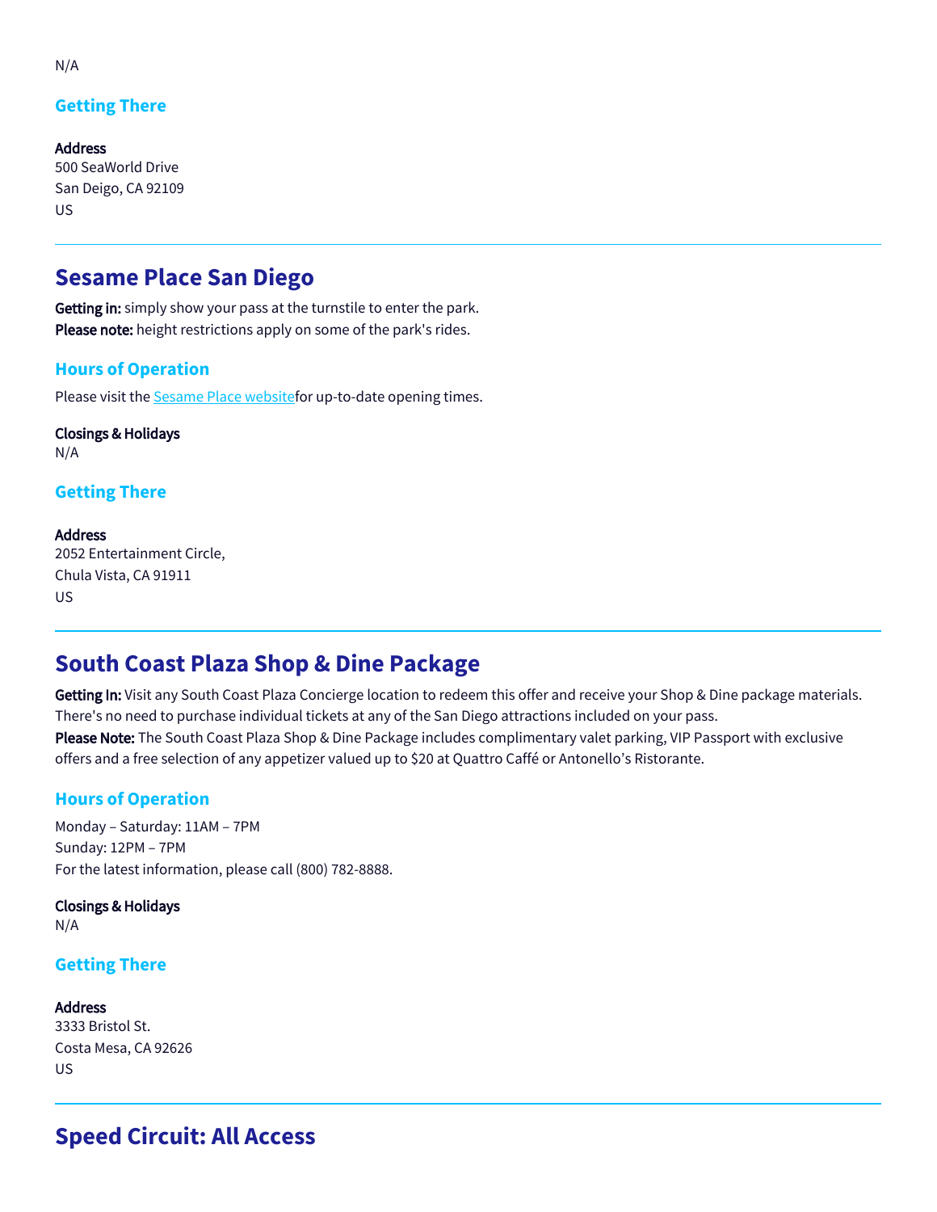N/A

### Getting There

**Address**
500 SeaWorld Drive
San Deigo, CA 92109
US

---

## Sesame Place San Diego

**Getting in:** simply show your pass at the turnstile to enter the park.
**Please note:** height restrictions apply on some of the park's rides.

### Hours of Operation

Please visit the Sesame Place websitefor up-to-date opening times.

**Closings & Holidays**
N/A

### Getting There

**Address**
2052 Entertainment Circle,
Chula Vista, CA 91911
US

---

## South Coast Plaza Shop & Dine Package

**Getting In:** Visit any South Coast Plaza Concierge location to redeem this offer and receive your Shop & Dine package materials. There's no need to purchase individual tickets at any of the San Diego attractions included on your pass.
**Please Note:** The South Coast Plaza Shop & Dine Package includes complimentary valet parking, VIP Passport with exclusive offers and a free selection of any appetizer valued up to $20 at Quattro Caffé or Antonello's Ristorante.

### Hours of Operation

Monday – Saturday: 11AM – 7PM
Sunday: 12PM – 7PM
For the latest information, please call (800) 782-8888.

**Closings & Holidays**
N/A

### Getting There

**Address**
3333 Bristol St.
Costa Mesa, CA 92626
US

---

## Speed Circuit: All Access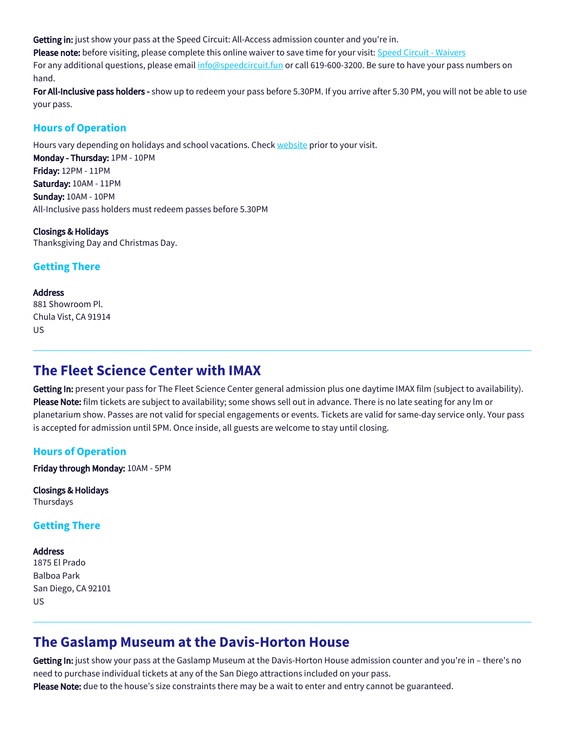**Getting in:** just show your pass at the Speed Circuit: All-Access admission counter and you're in.

**Please note:** before visiting, please complete this online waiver to save time for your visit: [Speed Circuit - Waivers]

For any additional questions, please email [info@speedcircuit.fun] or call 619-600-3200. Be sure to have your pass numbers on hand.

**For All-Inclusive pass holders -** show up to redeem your pass before 5.30PM. If you arrive after 5.30 PM, you will not be able to use your pass.

### Hours of Operation

Hours vary depending on holidays and school vacations. Check [website] prior to your visit.

**Monday - Thursday:** 1PM - 10PM
**Friday:** 12PM - 11PM
**Saturday:** 10AM - 11PM
**Sunday:** 10AM - 10PM
All-Inclusive pass holders must redeem passes before 5.30PM

**Closings & Holidays**
Thanksgiving Day and Christmas Day.

### Getting There

**Address**
881 Showroom Pl.
Chula Vist, CA 91914
US

---

## The Fleet Science Center with IMAX

**Getting In:** present your pass for The Fleet Science Center general admission plus one daytime IMAX film (subject to availability).

**Please Note:** film tickets are subject to availability; some shows sell out in advance. There is no late seating for any lm or planetarium show. Passes are not valid for special engagements or events. Tickets are valid for same-day service only. Your pass is accepted for admission until 5PM. Once inside, all guests are welcome to stay until closing.

### Hours of Operation

**Friday through Monday:** 10AM - 5PM

**Closings & Holidays**
Thursdays

### Getting There

**Address**
1875 El Prado
Balboa Park
San Diego, CA 92101
US

---

## The Gaslamp Museum at the Davis-Horton House

**Getting In:** just show your pass at the Gaslamp Museum at the Davis-Horton House admission counter and you're in – there's no need to purchase individual tickets at any of the San Diego attractions included on your pass.

**Please Note:** due to the house's size constraints there may be a wait to enter and entry cannot be guaranteed.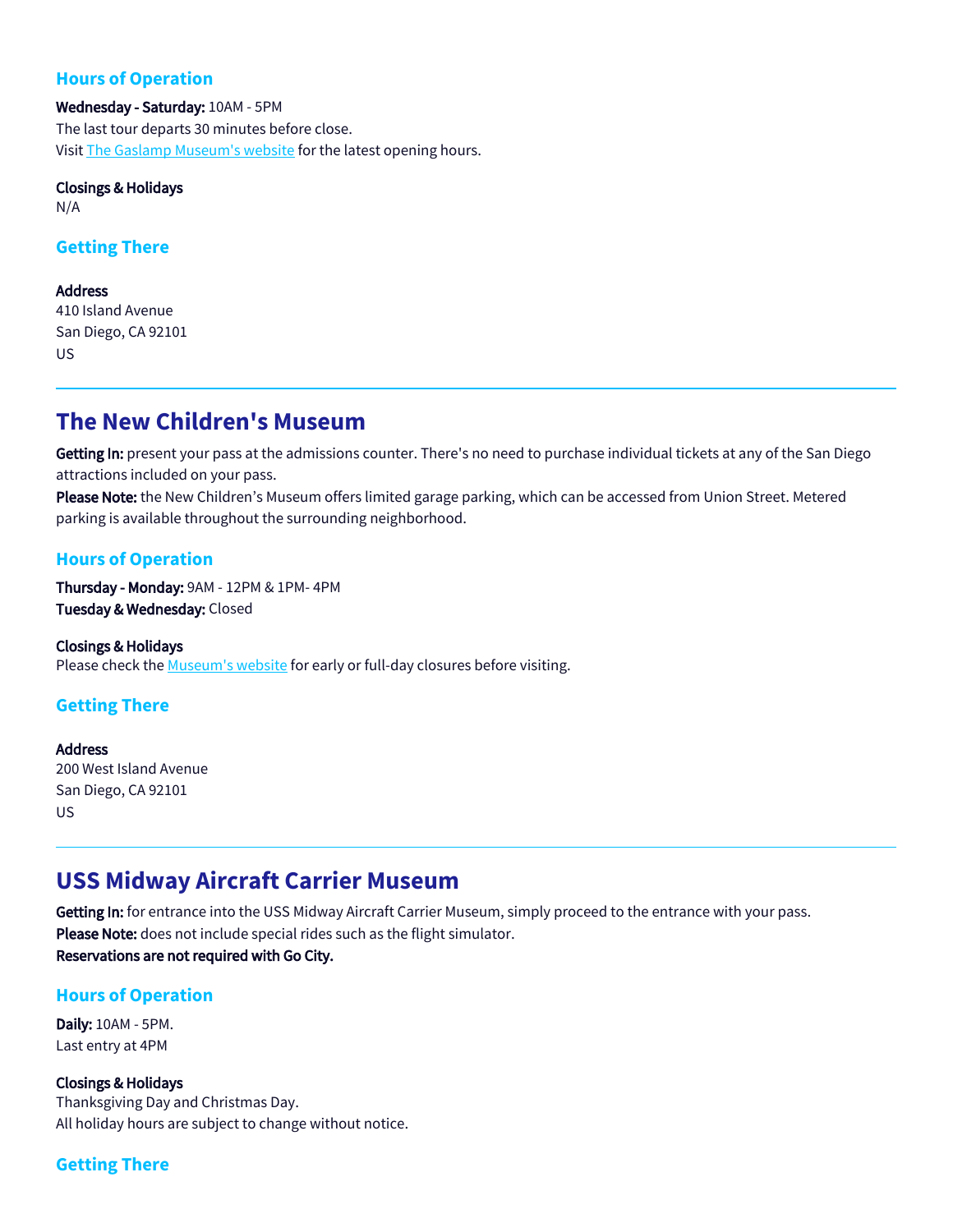### Hours of Operation

**Wednesday - Saturday:** 10AM - 5PM
The last tour departs 30 minutes before close.
Visit The Gaslamp Museum's website for the latest opening hours.

**Closings & Holidays**
N/A

### Getting There

**Address**
410 Island Avenue
San Diego, CA 92101
US

---

## The New Children's Museum

**Getting In:** present your pass at the admissions counter. There's no need to purchase individual tickets at any of the San Diego attractions included on your pass.
**Please Note:** the New Children's Museum offers limited garage parking, which can be accessed from Union Street. Metered parking is available throughout the surrounding neighborhood.

### Hours of Operation

**Thursday - Monday:** 9AM - 12PM & 1PM- 4PM
**Tuesday & Wednesday:** Closed

**Closings & Holidays**
Please check the Museum's website for early or full-day closures before visiting.

### Getting There

**Address**
200 West Island Avenue
San Diego, CA 92101
US

---

## USS Midway Aircraft Carrier Museum

**Getting In:** for entrance into the USS Midway Aircraft Carrier Museum, simply proceed to the entrance with your pass.
**Please Note:** does not include special rides such as the flight simulator.
**Reservations are not required with Go City.**

### Hours of Operation

**Daily:** 10AM - 5PM.
Last entry at 4PM

**Closings & Holidays**
Thanksgiving Day and Christmas Day.
All holiday hours are subject to change without notice.

### Getting There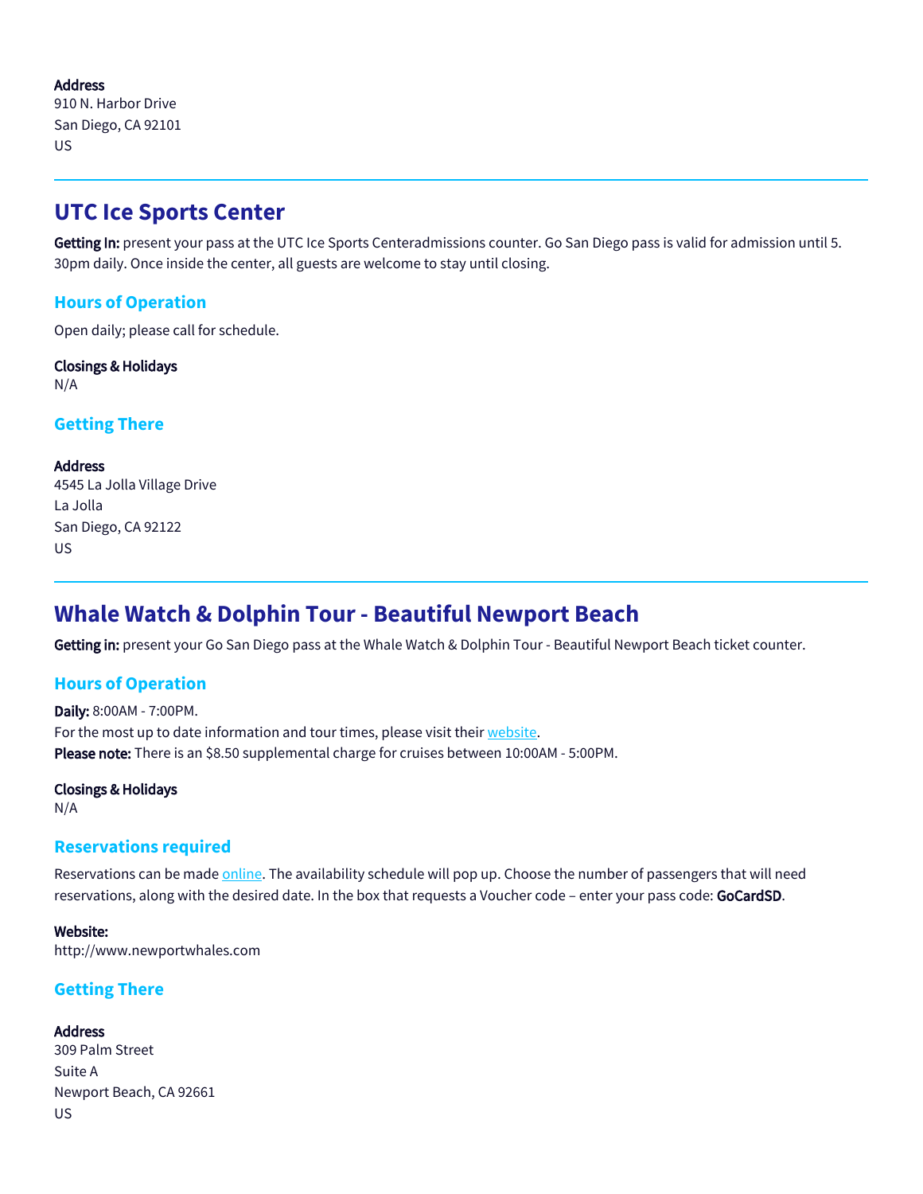**Address**
910 N. Harbor Drive
San Diego, CA 92101
US

## UTC Ice Sports Center

**Getting In:** present your pass at the UTC Ice Sports Centeradmissions counter. Go San Diego pass is valid for admission until 5. 30pm daily. Once inside the center, all guests are welcome to stay until closing.

### Hours of Operation

Open daily; please call for schedule.

**Closings & Holidays**
N/A

### Getting There

**Address**
4545 La Jolla Village Drive
La Jolla
San Diego, CA 92122
US

## Whale Watch & Dolphin Tour - Beautiful Newport Beach

**Getting in:** present your Go San Diego pass at the Whale Watch & Dolphin Tour - Beautiful Newport Beach ticket counter.

### Hours of Operation

**Daily:** 8:00AM - 7:00PM.
For the most up to date information and tour times, please visit their website.
**Please note:** There is an $8.50 supplemental charge for cruises between 10:00AM - 5:00PM.

**Closings & Holidays**
N/A

### Reservations required

Reservations can be made online. The availability schedule will pop up. Choose the number of passengers that will need reservations, along with the desired date. In the box that requests a Voucher code – enter your pass code: **GoCardSD**.

**Website:**
http://www.newportwhales.com

### Getting There

**Address**
309 Palm Street
Suite A
Newport Beach, CA 92661
US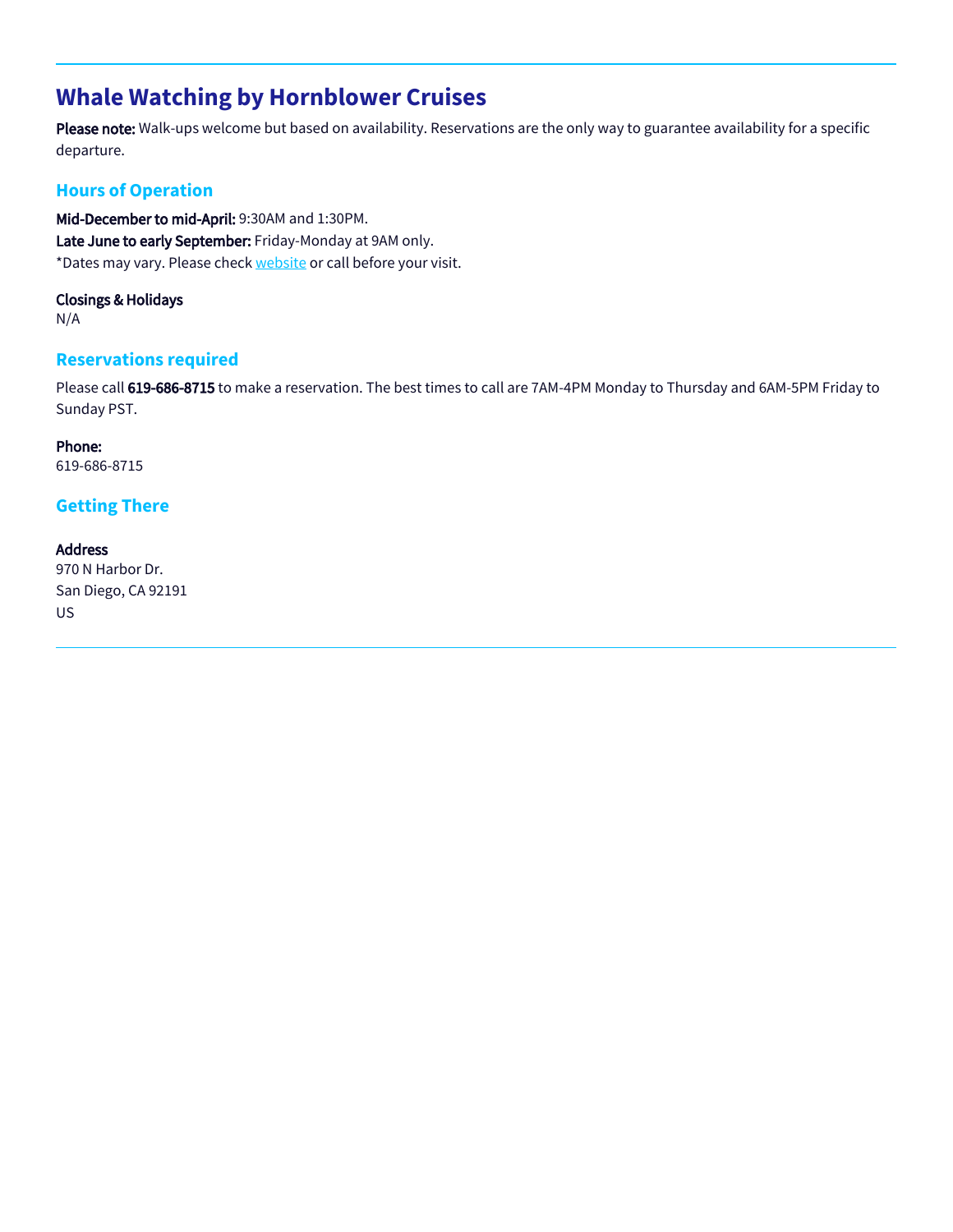## Whale Watching by Hornblower Cruises

**Please note:** Walk-ups welcome but based on availability. Reservations are the only way to guarantee availability for a specific departure.

### Hours of Operation

**Mid-December to mid-April:** 9:30AM and 1:30PM.
**Late June to early September:** Friday-Monday at 9AM only.
*Dates may vary. Please check [website]() or call before your visit.

**Closings & Holidays**
N/A

### Reservations required

Please call **619-686-8715** to make a reservation. The best times to call are 7AM-4PM Monday to Thursday and 6AM-5PM Friday to Sunday PST.

**Phone:**
619-686-8715

### Getting There

**Address**
970 N Harbor Dr.
San Diego, CA 92191
US